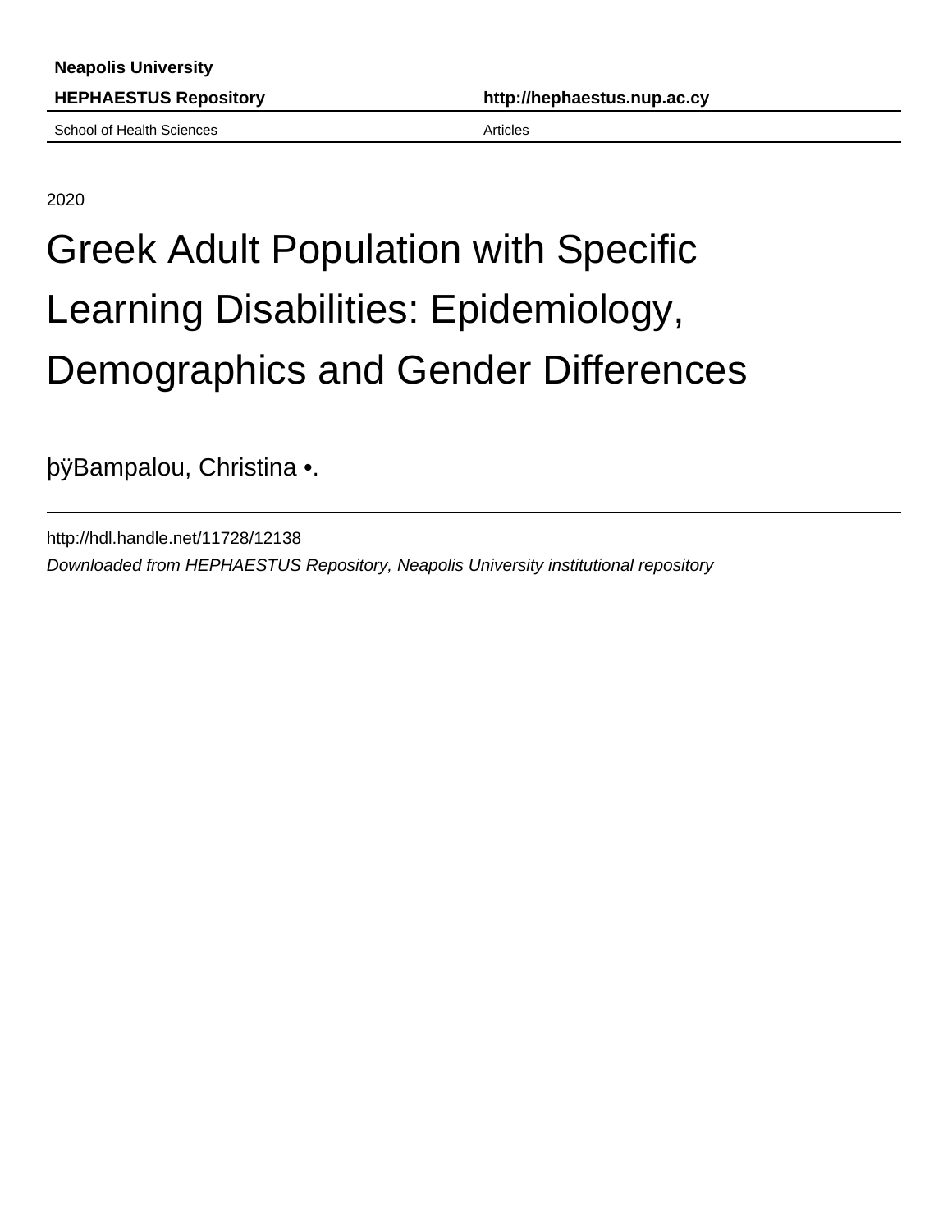**Neapolis University**

**HEPHAESTUS Repository** **http://hephaestus.nup.ac.cy**

School of Health Sciences Articles

2020

# Greek Adult Population with Specific Learning Disabilities: Epidemiology, Demographics and Gender Differences

þÿBampalou, Christina •.

http://hdl.handle.net/11728/12138

*Downloaded from HEPHAESTUS Repository, Neapolis University institutional repository*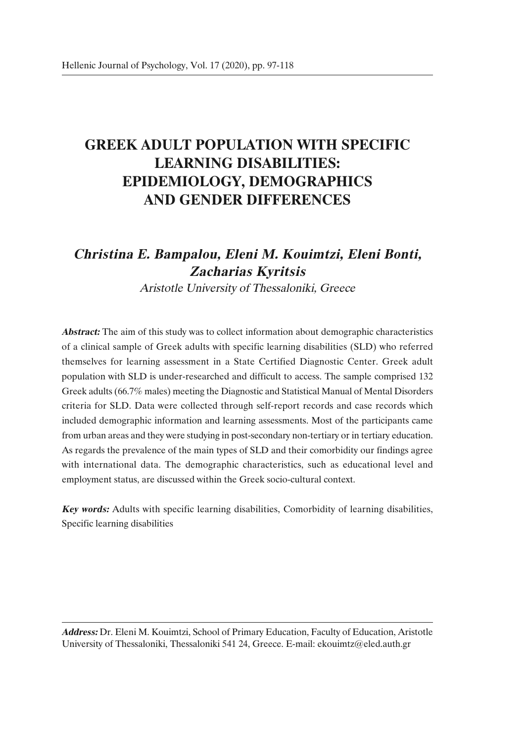# GREEK ADULT POPULATION WITH SPECIFIC LEARNING DISABILITIES: EPIDEMIOLOGY, DEMOGRAPHICS AND GENDER DIFFERENCES

***Christina E. Bampalou, Eleni M. Kouimtzi, Eleni Bonti, Zacharias Kyritsis***

*Aristotle University of Thessaloniki, Greece*

***Abstract:*** The aim of this study was to collect information about demographic characteristics of a clinical sample of Greek adults with specific learning disabilities (SLD) who referred themselves for learning assessment in a State Certified Diagnostic Center. Greek adult population with SLD is under-researched and difficult to access. The sample comprised 132 Greek adults (66.7% males) meeting the Diagnostic and Statistical Manual of Mental Disorders criteria for SLD. Data were collected through self-report records and case records which included demographic information and learning assessments. Most of the participants came from urban areas and they were studying in post-secondary non-tertiary or in tertiary education. As regards the prevalence of the main types of SLD and their comorbidity our findings agree with international data. The demographic characteristics, such as educational level and employment status, are discussed within the Greek socio-cultural context.

***Key words:*** Adults with specific learning disabilities, Comorbidity of learning disabilities, Specific learning disabilities

***Address:*** Dr. Eleni M. Kouimtzi, School of Primary Education, Faculty of Education, Aristotle University of Thessaloniki, Thessaloniki 541 24, Greece. E-mail: ekouimtz@eled.auth.gr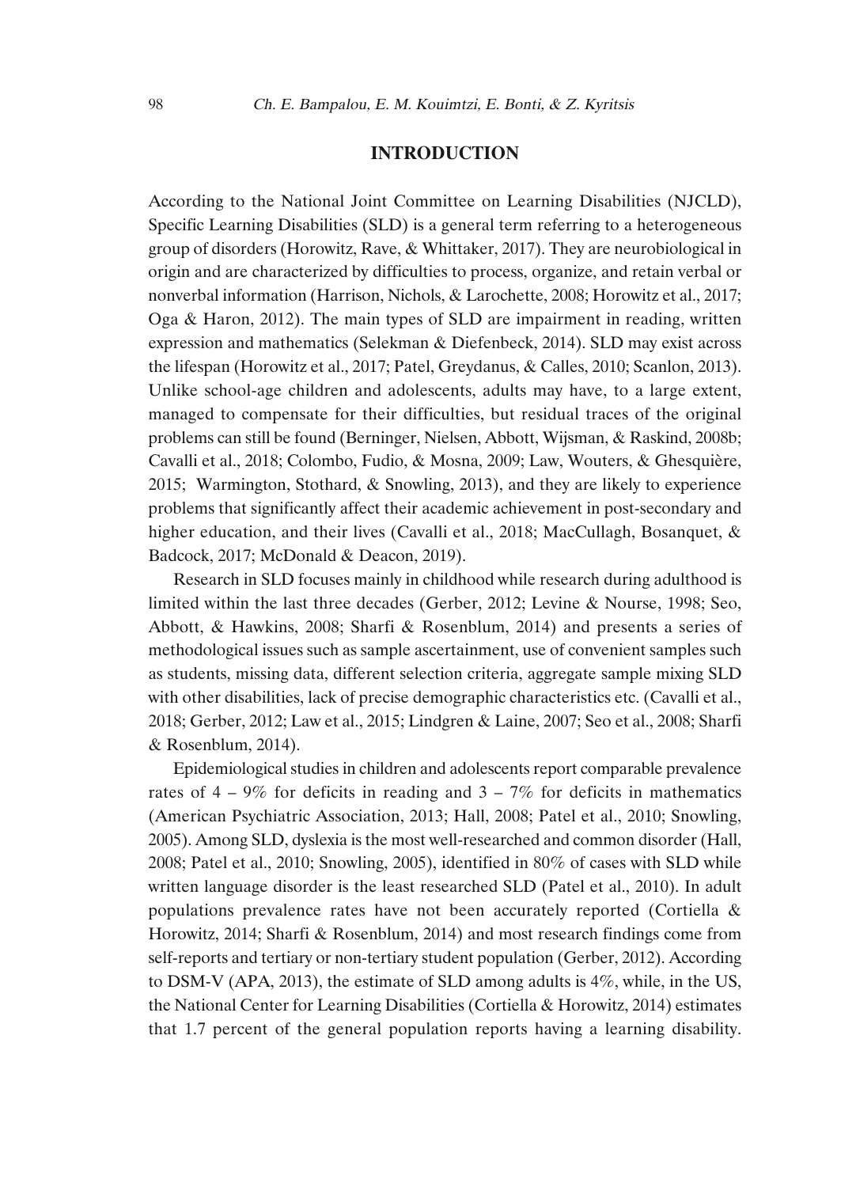## INTRODUCTION

According to the National Joint Committee on Learning Disabilities (NJCLD), Specific Learning Disabilities (SLD) is a general term referring to a heterogeneous group of disorders (Horowitz, Rave, & Whittaker, 2017). They are neurobiological in origin and are characterized by difficulties to process, organize, and retain verbal or nonverbal information (Harrison, Nichols, & Larochette, 2008; Horowitz et al., 2017; Oga & Haron, 2012). The main types of SLD are impairment in reading, written expression and mathematics (Selekman & Diefenbeck, 2014). SLD may exist across the lifespan (Horowitz et al., 2017; Patel, Greydanus, & Calles, 2010; Scanlon, 2013). Unlike school-age children and adolescents, adults may have, to a large extent, managed to compensate for their difficulties, but residual traces of the original problems can still be found (Berninger, Nielsen, Abbott, Wijsman, & Raskind, 2008b; Cavalli et al., 2018; Colombo, Fudio, & Mosna, 2009; Law, Wouters, & Ghesquière, 2015; Warmington, Stothard, & Snowling, 2013), and they are likely to experience problems that significantly affect their academic achievement in post-secondary and higher education, and their lives (Cavalli et al., 2018; MacCullagh, Bosanquet, & Badcock, 2017; McDonald & Deacon, 2019).

Research in SLD focuses mainly in childhood while research during adulthood is limited within the last three decades (Gerber, 2012; Levine & Nourse, 1998; Seo, Abbott, & Hawkins, 2008; Sharfi & Rosenblum, 2014) and presents a series of methodological issues such as sample ascertainment, use of convenient samples such as students, missing data, different selection criteria, aggregate sample mixing SLD with other disabilities, lack of precise demographic characteristics etc. (Cavalli et al., 2018; Gerber, 2012; Law et al., 2015; Lindgren & Laine, 2007; Seo et al., 2008; Sharfi & Rosenblum, 2014).

Epidemiological studies in children and adolescents report comparable prevalence rates of 4 – 9% for deficits in reading and 3 – 7% for deficits in mathematics (American Psychiatric Association, 2013; Hall, 2008; Patel et al., 2010; Snowling, 2005). Among SLD, dyslexia is the most well-researched and common disorder (Hall, 2008; Patel et al., 2010; Snowling, 2005), identified in 80% of cases with SLD while written language disorder is the least researched SLD (Patel et al., 2010). In adult populations prevalence rates have not been accurately reported (Cortiella & Horowitz, 2014; Sharfi & Rosenblum, 2014) and most research findings come from self-reports and tertiary or non-tertiary student population (Gerber, 2012). According to DSM-V (APA, 2013), the estimate of SLD among adults is 4%, while, in the US, the National Center for Learning Disabilities (Cortiella & Horowitz, 2014) estimates that 1.7 percent of the general population reports having a learning disability.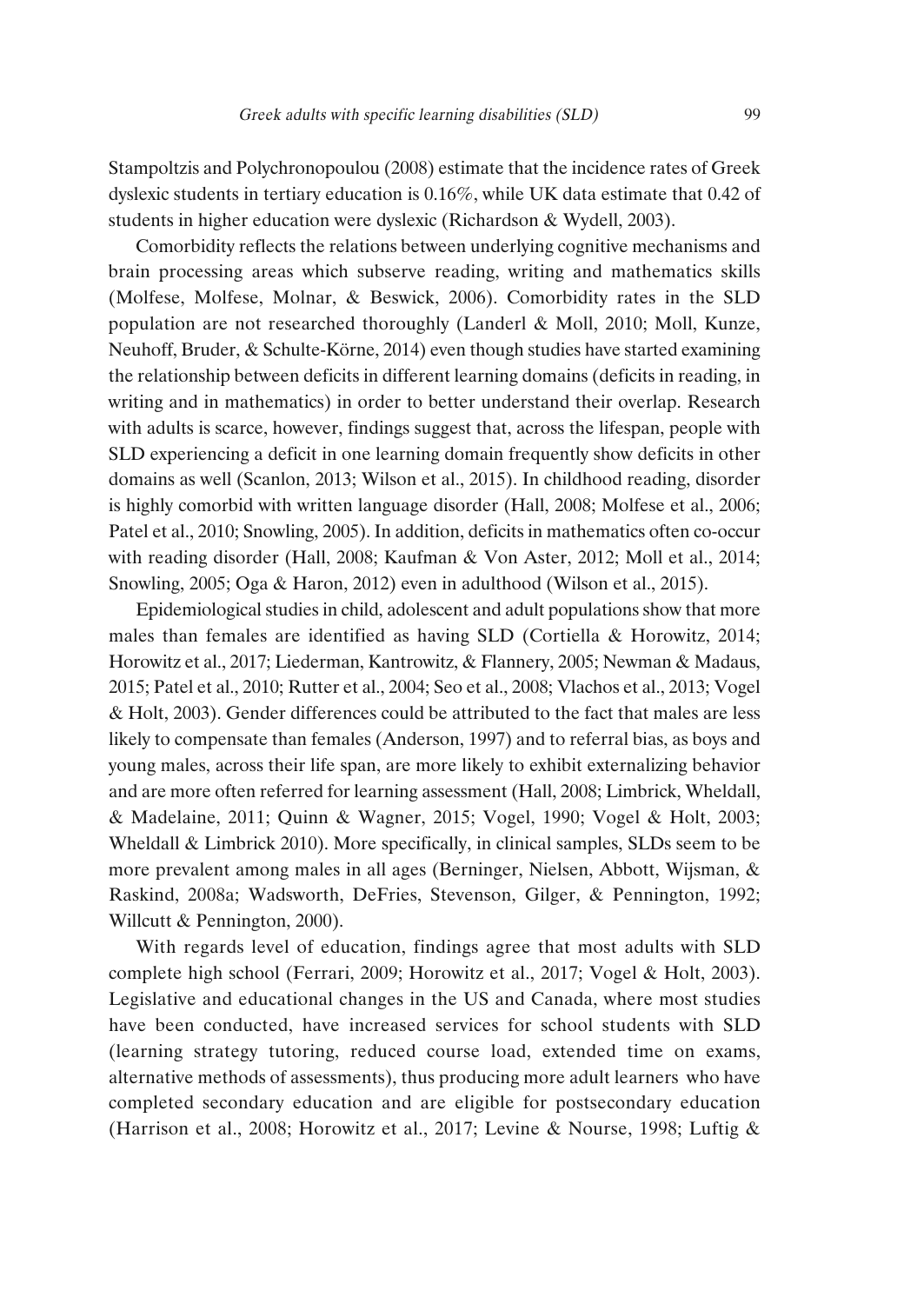Stampoltzis and Polychronopoulou (2008) estimate that the incidence rates of Greek dyslexic students in tertiary education is 0.16%, while UK data estimate that 0.42 of students in higher education were dyslexic (Richardson & Wydell, 2003).

Comorbidity reflects the relations between underlying cognitive mechanisms and brain processing areas which subserve reading, writing and mathematics skills (Molfese, Molfese, Molnar, & Beswick, 2006). Comorbidity rates in the SLD population are not researched thoroughly (Landerl & Moll, 2010; Moll, Kunze, Neuhoff, Bruder, & Schulte-Körne, 2014) even though studies have started examining the relationship between deficits in different learning domains (deficits in reading, in writing and in mathematics) in order to better understand their overlap. Research with adults is scarce, however, findings suggest that, across the lifespan, people with SLD experiencing a deficit in one learning domain frequently show deficits in other domains as well (Scanlon, 2013; Wilson et al., 2015). In childhood reading, disorder is highly comorbid with written language disorder (Hall, 2008; Molfese et al., 2006; Patel et al., 2010; Snowling, 2005). In addition, deficits in mathematics often co-occur with reading disorder (Hall, 2008; Kaufman & Von Aster, 2012; Moll et al., 2014; Snowling, 2005; Oga & Haron, 2012) even in adulthood (Wilson et al., 2015).

Epidemiological studies in child, adolescent and adult populations show that more males than females are identified as having SLD (Cortiella & Horowitz, 2014; Horowitz et al., 2017; Liederman, Kantrowitz, & Flannery, 2005; Newman & Madaus, 2015; Patel et al., 2010; Rutter et al., 2004; Seo et al., 2008; Vlachos et al., 2013; Vogel & Holt, 2003). Gender differences could be attributed to the fact that males are less likely to compensate than females (Anderson, 1997) and to referral bias, as boys and young males, across their life span, are more likely to exhibit externalizing behavior and are more often referred for learning assessment (Hall, 2008; Limbrick, Wheldall, & Madelaine, 2011; Quinn & Wagner, 2015; Vogel, 1990; Vogel & Holt, 2003; Wheldall & Limbrick 2010). More specifically, in clinical samples, SLDs seem to be more prevalent among males in all ages (Berninger, Nielsen, Abbott, Wijsman, & Raskind, 2008a; Wadsworth, DeFries, Stevenson, Gilger, & Pennington, 1992; Willcutt & Pennington, 2000).

With regards level of education, findings agree that most adults with SLD complete high school (Ferrari, 2009; Horowitz et al., 2017; Vogel & Holt, 2003). Legislative and educational changes in the US and Canada, where most studies have been conducted, have increased services for school students with SLD (learning strategy tutoring, reduced course load, extended time on exams, alternative methods of assessments), thus producing more adult learners who have completed secondary education and are eligible for postsecondary education (Harrison et al., 2008; Horowitz et al., 2017; Levine & Nourse, 1998; Luftig &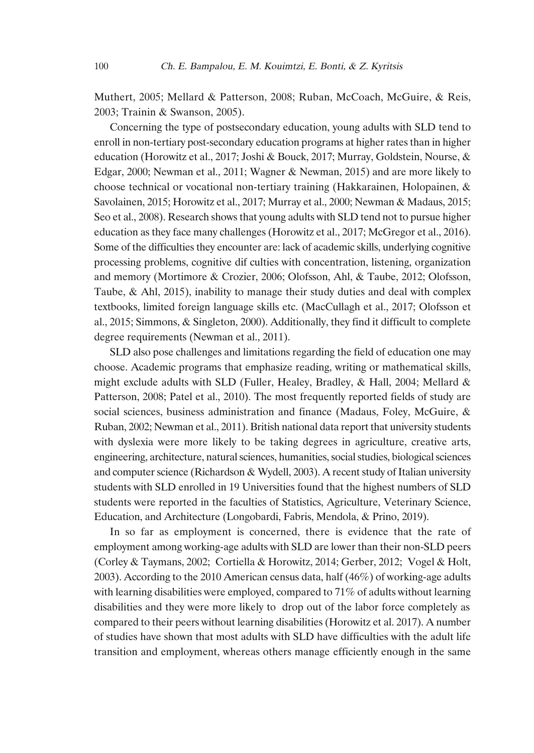Muthert, 2005; Mellard & Patterson, 2008; Ruban, McCoach, McGuire, & Reis, 2003; Trainin & Swanson, 2005).

Concerning the type of postsecondary education, young adults with SLD tend to enroll in non-tertiary post-secondary education programs at higher rates than in higher education (Horowitz et al., 2017; Joshi & Bouck, 2017; Murray, Goldstein, Nourse, & Edgar, 2000; Newman et al., 2011; Wagner & Newman, 2015) and are more likely to choose technical or vocational non-tertiary training (Hakkarainen, Holopainen, & Savolainen, 2015; Horowitz et al., 2017; Murray et al., 2000; Newman & Madaus, 2015; Seo et al., 2008). Research shows that young adults with SLD tend not to pursue higher education as they face many challenges (Horowitz et al., 2017; McGregor et al., 2016). Some of the difficulties they encounter are: lack of academic skills, underlying cognitive processing problems, cognitive dif culties with concentration, listening, organization and memory (Mortimore & Crozier, 2006; Olofsson, Ahl, & Taube, 2012; Olofsson, Taube, & Ahl, 2015), inability to manage their study duties and deal with complex textbooks, limited foreign language skills etc. (MacCullagh et al., 2017; Olofsson et al., 2015; Simmons, & Singleton, 2000). Additionally, they find it difficult to complete degree requirements (Newman et al., 2011).

SLD also pose challenges and limitations regarding the field of education one may choose. Academic programs that emphasize reading, writing or mathematical skills, might exclude adults with SLD (Fuller, Healey, Bradley, & Hall, 2004; Mellard & Patterson, 2008; Patel et al., 2010). The most frequently reported fields of study are social sciences, business administration and finance (Madaus, Foley, McGuire, & Ruban, 2002; Newman et al., 2011). British national data report that university students with dyslexia were more likely to be taking degrees in agriculture, creative arts, engineering, architecture, natural sciences, humanities, social studies, biological sciences and computer science (Richardson & Wydell, 2003). A recent study of Italian university students with SLD enrolled in 19 Universities found that the highest numbers of SLD students were reported in the faculties of Statistics, Agriculture, Veterinary Science, Education, and Architecture (Longobardi, Fabris, Mendola, & Prino, 2019).

In so far as employment is concerned, there is evidence that the rate of employment among working-age adults with SLD are lower than their non-SLD peers (Corley & Taymans, 2002; Cortiella & Horowitz, 2014; Gerber, 2012; Vogel & Holt, 2003). According to the 2010 American census data, half (46%) of working-age adults with learning disabilities were employed, compared to 71% of adults without learning disabilities and they were more likely to drop out of the labor force completely as compared to their peers without learning disabilities (Horowitz et al. 2017). A number of studies have shown that most adults with SLD have difficulties with the adult life transition and employment, whereas others manage efficiently enough in the same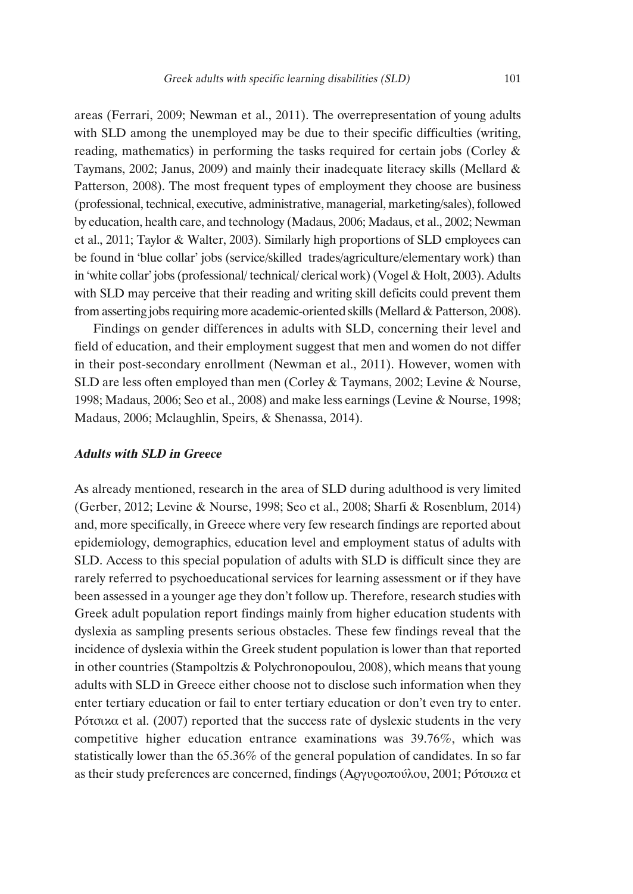areas (Ferrari, 2009; Newman et al., 2011). The overrepresentation of young adults with SLD among the unemployed may be due to their specific difficulties (writing, reading, mathematics) in performing the tasks required for certain jobs (Corley & Taymans, 2002; Janus, 2009) and mainly their inadequate literacy skills (Mellard & Patterson, 2008). The most frequent types of employment they choose are business (professional, technical, executive, administrative, managerial, marketing/sales), followed by education, health care, and technology (Madaus, 2006; Madaus, et al., 2002; Newman et al., 2011; Taylor & Walter, 2003). Similarly high proportions of SLD employees can be found in 'blue collar' jobs (service/skilled trades/agriculture/elementary work) than in 'white collar' jobs (professional/ technical/ clerical work) (Vogel & Holt, 2003). Adults with SLD may perceive that their reading and writing skill deficits could prevent them from asserting jobs requiring more academic-oriented skills (Mellard & Patterson, 2008).

Findings on gender differences in adults with SLD, concerning their level and field of education, and their employment suggest that men and women do not differ in their post-secondary enrollment (Newman et al., 2011). However, women with SLD are less often employed than men (Corley & Taymans, 2002; Levine & Nourse, 1998; Madaus, 2006; Seo et al., 2008) and make less earnings (Levine & Nourse, 1998; Madaus, 2006; Mclaughlin, Speirs, & Shenassa, 2014).

### *Adults with SLD in Greece*

As already mentioned, research in the area of SLD during adulthood is very limited (Gerber, 2012; Levine & Nourse, 1998; Seo et al., 2008; Sharfi & Rosenblum, 2014) and, more specifically, in Greece where very few research findings are reported about epidemiology, demographics, education level and employment status of adults with SLD. Access to this special population of adults with SLD is difficult since they are rarely referred to psychoeducational services for learning assessment or if they have been assessed in a younger age they don't follow up. Therefore, research studies with Greek adult population report findings mainly from higher education students with dyslexia as sampling presents serious obstacles. These few findings reveal that the incidence of dyslexia within the Greek student population is lower than that reported in other countries (Stampoltzis & Polychronopoulou, 2008), which means that young adults with SLD in Greece either choose not to disclose such information when they enter tertiary education or fail to enter tertiary education or don't even try to enter. Ρότσικα et al. (2007) reported that the success rate of dyslexic students in the very competitive higher education entrance examinations was 39.76%, which was statistically lower than the 65.36% of the general population of candidates. In so far as their study preferences are concerned, findings (Αργυροπούλου, 2001; Ρότσικα et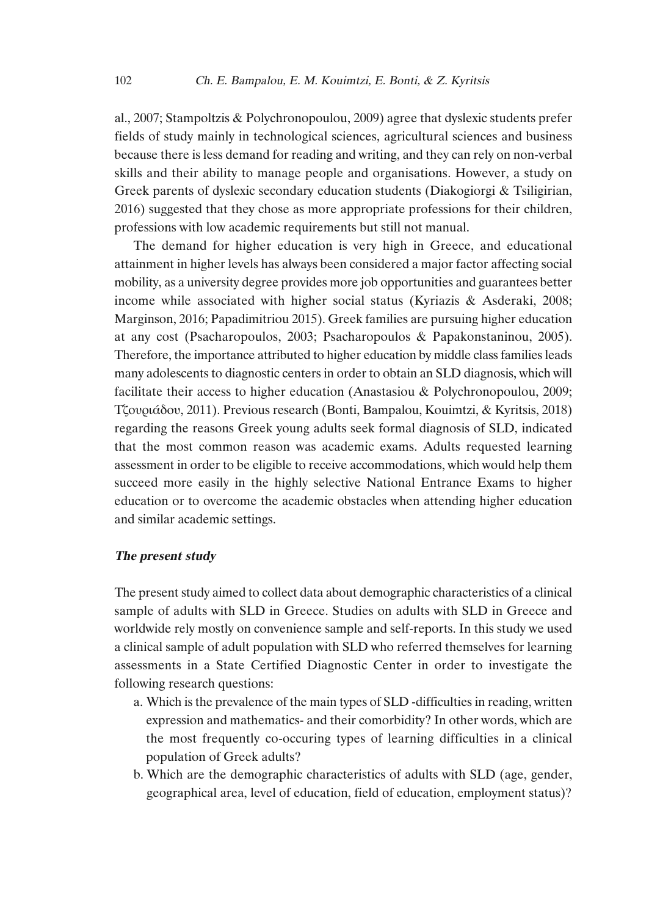al., 2007; Stampoltzis & Polychronopoulou, 2009) agree that dyslexic students prefer fields of study mainly in technological sciences, agricultural sciences and business because there is less demand for reading and writing, and they can rely on non-verbal skills and their ability to manage people and organisations. However, a study on Greek parents of dyslexic secondary education students (Diakogiorgi & Tsiligirian, 2016) suggested that they chose as more appropriate professions for their children, professions with low academic requirements but still not manual.

The demand for higher education is very high in Greece, and educational attainment in higher levels has always been considered a major factor affecting social mobility, as a university degree provides more job opportunities and guarantees better income while associated with higher social status (Kyriazis & Asderaki, 2008; Marginson, 2016; Papadimitriou 2015). Greek families are pursuing higher education at any cost (Psacharopoulos, 2003; Psacharopoulos & Papakonstaninou, 2005). Therefore, the importance attributed to higher education by middle class families leads many adolescents to diagnostic centers in order to obtain an SLD diagnosis, which will facilitate their access to higher education (Anastasiou & Polychronopoulou, 2009; Τζουριάδου, 2011). Previous research (Bonti, Bampalou, Kouimtzi, & Kyritsis, 2018) regarding the reasons Greek young adults seek formal diagnosis of SLD, indicated that the most common reason was academic exams. Adults requested learning assessment in order to be eligible to receive accommodations, which would help them succeed more easily in the highly selective National Entrance Exams to higher education or to overcome the academic obstacles when attending higher education and similar academic settings.

### *The present study*

The present study aimed to collect data about demographic characteristics of a clinical sample of adults with SLD in Greece. Studies on adults with SLD in Greece and worldwide rely mostly on convenience sample and self-reports. In this study we used a clinical sample of adult population with SLD who referred themselves for learning assessments in a State Certified Diagnostic Center in order to investigate the following research questions:

a. Which is the prevalence of the main types of SLD -difficulties in reading, written expression and mathematics- and their comorbidity? In other words, which are the most frequently co-occuring types of learning difficulties in a clinical population of Greek adults?
b. Which are the demographic characteristics of adults with SLD (age, gender, geographical area, level of education, field of education, employment status)?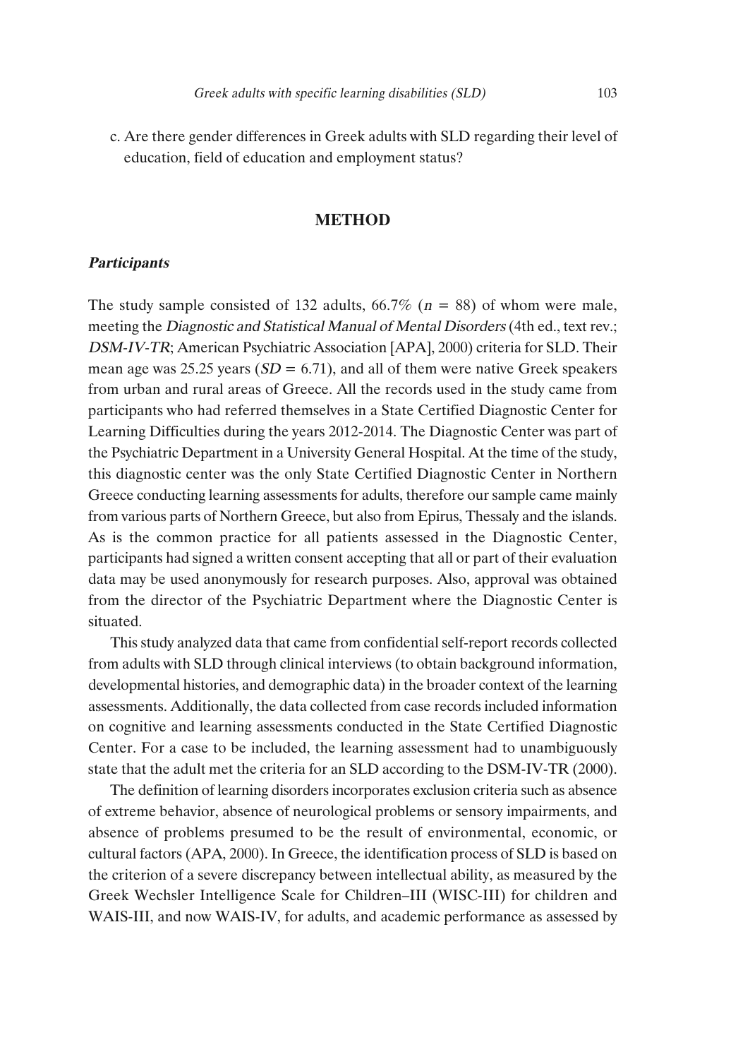c. Are there gender differences in Greek adults with SLD regarding their level of education, field of education and employment status?

## METHOD

### *Participants*

The study sample consisted of 132 adults, 66.7% ($n$ = 88) of whom were male, meeting the *Diagnostic and Statistical Manual of Mental Disorders* (4th ed., text rev.; *DSM-IV-TR*; American Psychiatric Association [APA], 2000) criteria for SLD. Their mean age was 25.25 years ($SD$ = 6.71), and all of them were native Greek speakers from urban and rural areas of Greece. All the records used in the study came from participants who had referred themselves in a State Certified Diagnostic Center for Learning Difficulties during the years 2012-2014. The Diagnostic Center was part of the Psychiatric Department in a University General Hospital. At the time of the study, this diagnostic center was the only State Certified Diagnostic Center in Northern Greece conducting learning assessments for adults, therefore our sample came mainly from various parts of Northern Greece, but also from Epirus, Thessaly and the islands. As is the common practice for all patients assessed in the Diagnostic Center, participants had signed a written consent accepting that all or part of their evaluation data may be used anonymously for research purposes. Also, approval was obtained from the director of the Psychiatric Department where the Diagnostic Center is situated.

This study analyzed data that came from confidential self-report records collected from adults with SLD through clinical interviews (to obtain background information, developmental histories, and demographic data) in the broader context of the learning assessments. Additionally, the data collected from case records included information on cognitive and learning assessments conducted in the State Certified Diagnostic Center. For a case to be included, the learning assessment had to unambiguously state that the adult met the criteria for an SLD according to the DSM-IV-TR (2000).

The definition of learning disorders incorporates exclusion criteria such as absence of extreme behavior, absence of neurological problems or sensory impairments, and absence of problems presumed to be the result of environmental, economic, or cultural factors (APA, 2000). In Greece, the identification process of SLD is based on the criterion of a severe discrepancy between intellectual ability, as measured by the Greek Wechsler Intelligence Scale for Children–III (WISC-III) for children and WAIS-III, and now WAIS-IV, for adults, and academic performance as assessed by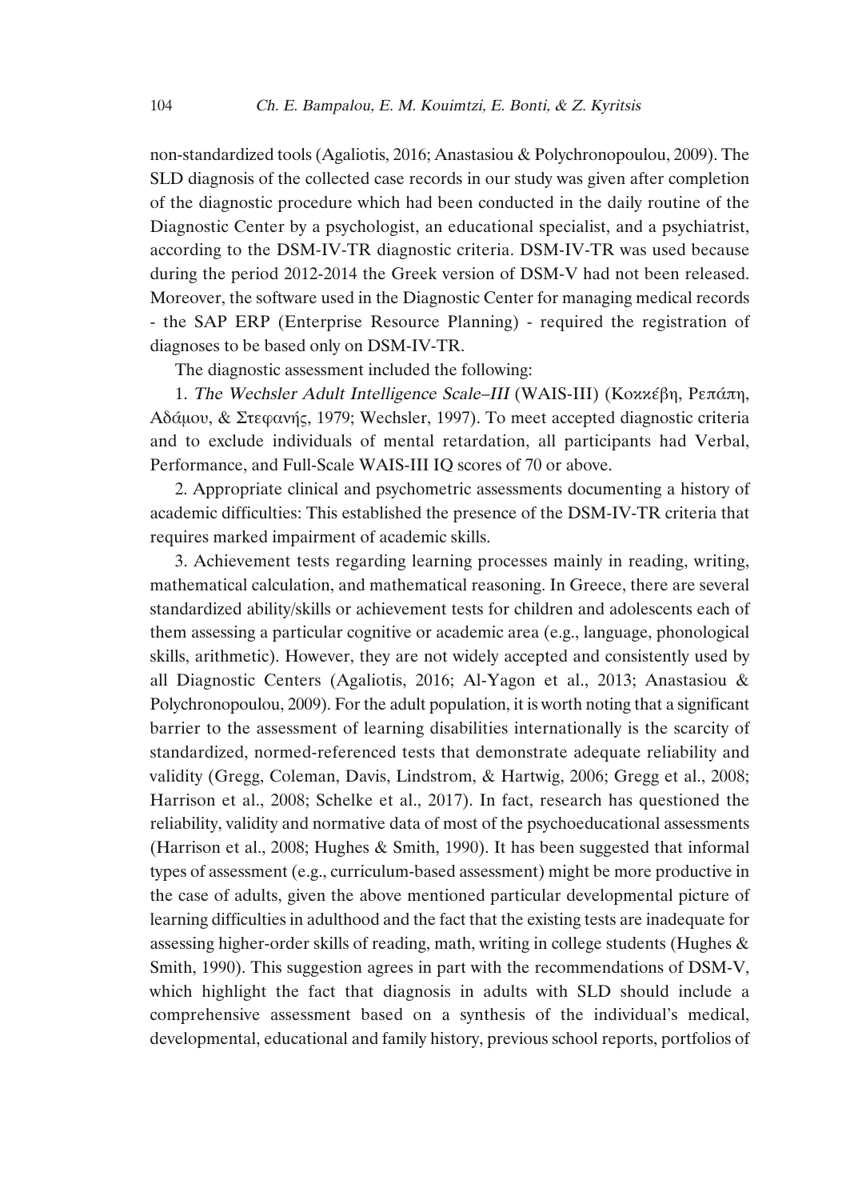non-standardized tools (Agaliotis, 2016; Anastasiou & Polychronopoulou, 2009). The SLD diagnosis of the collected case records in our study was given after completion of the diagnostic procedure which had been conducted in the daily routine of the Diagnostic Center by a psychologist, an educational specialist, and a psychiatrist, according to the DSM-IV-TR diagnostic criteria. DSM-IV-TR was used because during the period 2012-2014 the Greek version of DSM-V had not been released. Moreover, the software used in the Diagnostic Center for managing medical records - the SAP ERP (Enterprise Resource Planning) - required the registration of diagnoses to be based only on DSM-IV-TR.

The diagnostic assessment included the following:

1. *The Wechsler Adult Intelligence Scale–III* (WAIS-III) (Κοκκέβη, Ρεπάπη, Αδάμου, & Στεφανής, 1979; Wechsler, 1997). To meet accepted diagnostic criteria and to exclude individuals of mental retardation, all participants had Verbal, Performance, and Full-Scale WAIS-III IQ scores of 70 or above.

2. Appropriate clinical and psychometric assessments documenting a history of academic difficulties: This established the presence of the DSM-IV-TR criteria that requires marked impairment of academic skills.

3. Achievement tests regarding learning processes mainly in reading, writing, mathematical calculation, and mathematical reasoning. In Greece, there are several standardized ability/skills or achievement tests for children and adolescents each of them assessing a particular cognitive or academic area (e.g., language, phonological skills, arithmetic). However, they are not widely accepted and consistently used by all Diagnostic Centers (Agaliotis, 2016; Al-Yagon et al., 2013; Anastasiou & Polychronopoulou, 2009). For the adult population, it is worth noting that a significant barrier to the assessment of learning disabilities internationally is the scarcity of standardized, normed-referenced tests that demonstrate adequate reliability and validity (Gregg, Coleman, Davis, Lindstrom, & Hartwig, 2006; Gregg et al., 2008; Harrison et al., 2008; Schelke et al., 2017). In fact, research has questioned the reliability, validity and normative data of most of the psychoeducational assessments (Harrison et al., 2008; Hughes & Smith, 1990). It has been suggested that informal types of assessment (e.g., curriculum-based assessment) might be more productive in the case of adults, given the above mentioned particular developmental picture of learning difficulties in adulthood and the fact that the existing tests are inadequate for assessing higher-order skills of reading, math, writing in college students (Hughes & Smith, 1990). This suggestion agrees in part with the recommendations of DSM-V, which highlight the fact that diagnosis in adults with SLD should include a comprehensive assessment based on a synthesis of the individual's medical, developmental, educational and family history, previous school reports, portfolios of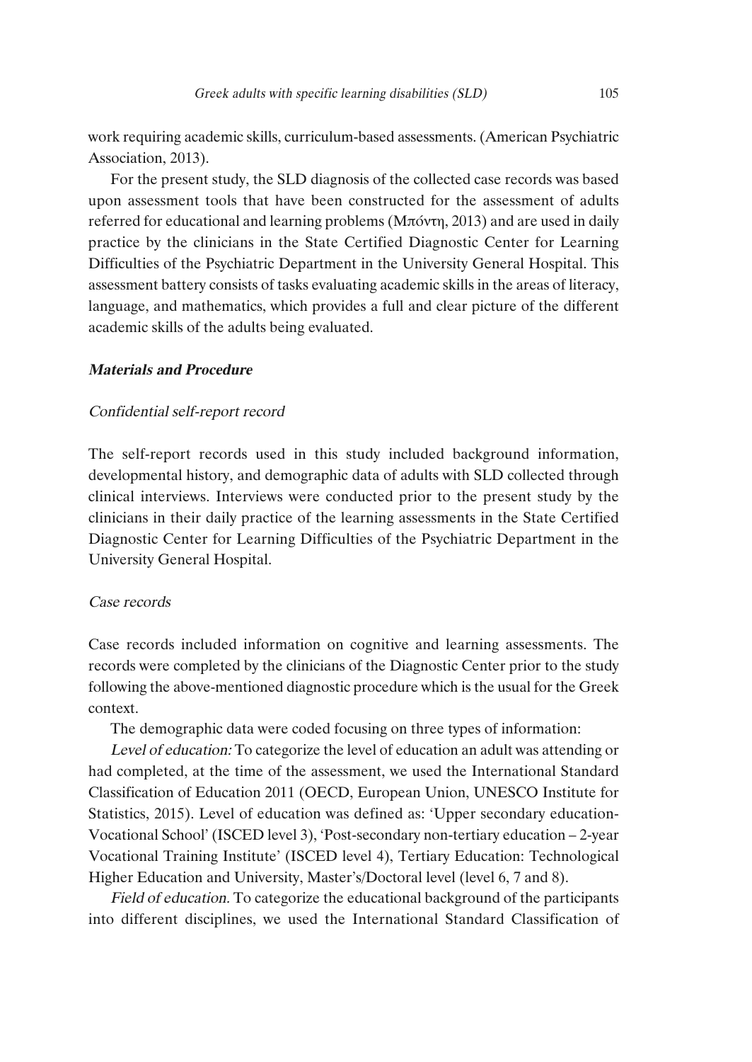work requiring academic skills, curriculum-based assessments. (American Psychiatric Association, 2013).

For the present study, the SLD diagnosis of the collected case records was based upon assessment tools that have been constructed for the assessment of adults referred for educational and learning problems (Μπόντη, 2013) and are used in daily practice by the clinicians in the State Certified Diagnostic Center for Learning Difficulties of the Psychiatric Department in the University General Hospital. This assessment battery consists of tasks evaluating academic skills in the areas of literacy, language, and mathematics, which provides a full and clear picture of the different academic skills of the adults being evaluated.

### *Materials and Procedure*

#### *Confidential self-report record*

The self-report records used in this study included background information, developmental history, and demographic data of adults with SLD collected through clinical interviews. Interviews were conducted prior to the present study by the clinicians in their daily practice of the learning assessments in the State Certified Diagnostic Center for Learning Difficulties of the Psychiatric Department in the University General Hospital.

#### *Case records*

Case records included information on cognitive and learning assessments. The records were completed by the clinicians of the Diagnostic Center prior to the study following the above-mentioned diagnostic procedure which is the usual for the Greek context.

The demographic data were coded focusing on three types of information:

*Level of education:* To categorize the level of education an adult was attending or had completed, at the time of the assessment, we used the International Standard Classification of Education 2011 (OECD, European Union, UNESCO Institute for Statistics, 2015). Level of education was defined as: 'Upper secondary education-Vocational School' (ISCED level 3), 'Post-secondary non-tertiary education – 2-year Vocational Training Institute' (ISCED level 4), Tertiary Education: Technological Higher Education and University, Master's/Doctoral level (level 6, 7 and 8).

*Field of education.* To categorize the educational background of the participants into different disciplines, we used the International Standard Classification of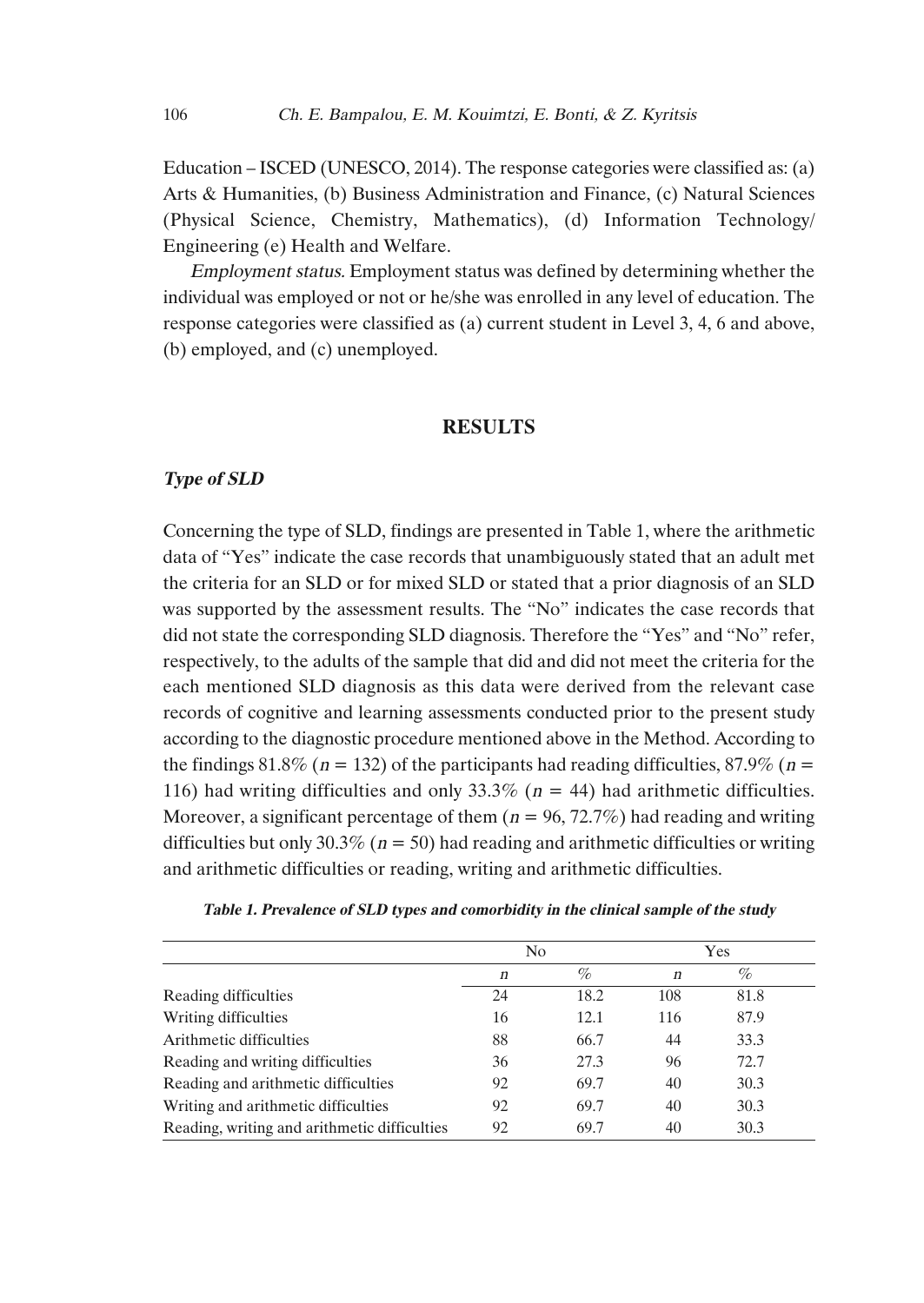Education – ISCED (UNESCO, 2014). The response categories were classified as: (a) Arts & Humanities, (b) Business Administration and Finance, (c) Natural Sciences (Physical Science, Chemistry, Mathematics), (d) Information Technology/ Engineering (e) Health and Welfare.

*Employment status.* Employment status was defined by determining whether the individual was employed or not or he/she was enrolled in any level of education. The response categories were classified as (a) current student in Level 3, 4, 6 and above, (b) employed, and (c) unemployed.

## RESULTS

### *Type of SLD*

Concerning the type of SLD, findings are presented in Table 1, where the arithmetic data of "Yes" indicate the case records that unambiguously stated that an adult met the criteria for an SLD or for mixed SLD or stated that a prior diagnosis of an SLD was supported by the assessment results. The "No" indicates the case records that did not state the corresponding SLD diagnosis. Therefore the "Yes" and "No" refer, respectively, to the adults of the sample that did and did not meet the criteria for the each mentioned SLD diagnosis as this data were derived from the relevant case records of cognitive and learning assessments conducted prior to the present study according to the diagnostic procedure mentioned above in the Method. According to the findings 81.8% ($n$ = 132) of the participants had reading difficulties, 87.9% ($n$ = 116) had writing difficulties and only 33.3% ($n$ = 44) had arithmetic difficulties. Moreover, a significant percentage of them ($n$ = 96, 72.7%) had reading and writing difficulties but only 30.3% ($n$ = 50) had reading and arithmetic difficulties or writing and arithmetic difficulties or reading, writing and arithmetic difficulties.

***Table 1. Prevalence of SLD types and comorbidity in the clinical sample of the study***

| | No | | Yes | |
|---|---|---|---|---|
| | *n* | % | *n* | % |
| Reading difficulties | 24 | 18.2 | 108 | 81.8 |
| Writing difficulties | 16 | 12.1 | 116 | 87.9 |
| Arithmetic difficulties | 88 | 66.7 | 44 | 33.3 |
| Reading and writing difficulties | 36 | 27.3 | 96 | 72.7 |
| Reading and arithmetic difficulties | 92 | 69.7 | 40 | 30.3 |
| Writing and arithmetic difficulties | 92 | 69.7 | 40 | 30.3 |
| Reading, writing and arithmetic difficulties | 92 | 69.7 | 40 | 30.3 |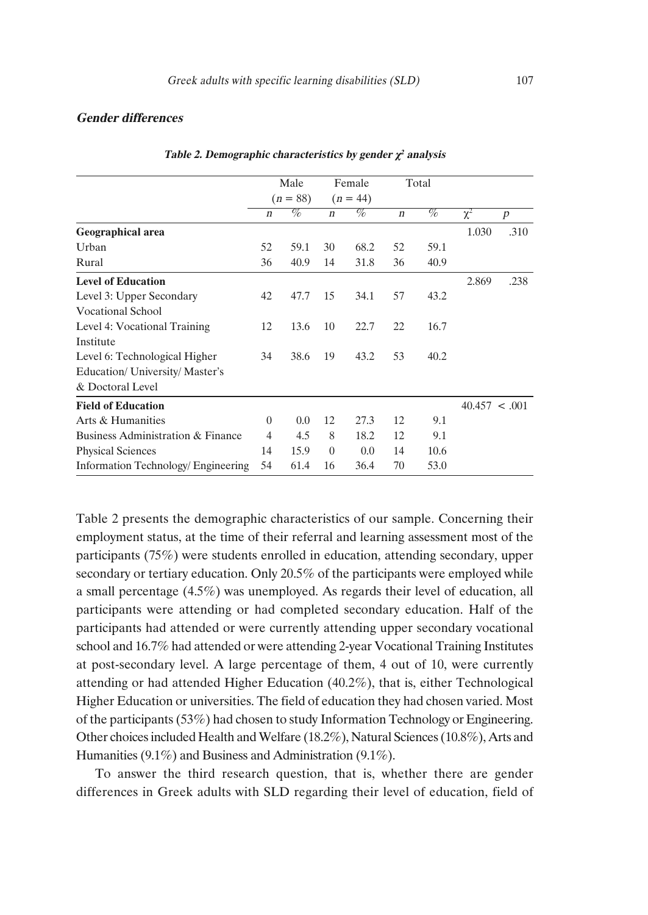### *Gender differences*

***Table 2. Demographic characteristics by gender $\chi^2$ analysis***

| | Male ($n$ = 88) | | Female ($n$ = 44) | | Total | | | |
|---|---|---|---|---|---|---|---|---|
| | $n$ | % | $n$ | % | $n$ | % | $\chi^2$ | $p$ |
| **Geographical area** | | | | | | | 1.030 | .310 |
| Urban | 52 | 59.1 | 30 | 68.2 | 52 | 59.1 | | |
| Rural | 36 | 40.9 | 14 | 31.8 | 36 | 40.9 | | |
| **Level of Education** | | | | | | | 2.869 | .238 |
| Level 3: Upper Secondary Vocational School | 42 | 47.7 | 15 | 34.1 | 57 | 43.2 | | |
| Level 4: Vocational Training Institute | 12 | 13.6 | 10 | 22.7 | 22 | 16.7 | | |
| Level 6: Technological Higher Education/ University/ Master's & Doctoral Level | 34 | 38.6 | 19 | 43.2 | 53 | 40.2 | | |
| **Field of Education** | | | | | | | 40.457 | < .001 |
| Arts & Humanities | 0 | 0.0 | 12 | 27.3 | 12 | 9.1 | | |
| Business Administration & Finance | 4 | 4.5 | 8 | 18.2 | 12 | 9.1 | | |
| Physical Sciences | 14 | 15.9 | 0 | 0.0 | 14 | 10.6 | | |
| Information Technology/ Engineering | 54 | 61.4 | 16 | 36.4 | 70 | 53.0 | | |

Table 2 presents the demographic characteristics of our sample. Concerning their employment status, at the time of their referral and learning assessment most of the participants (75%) were students enrolled in education, attending secondary, upper secondary or tertiary education. Only 20.5% of the participants were employed while a small percentage (4.5%) was unemployed. As regards their level of education, all participants were attending or had completed secondary education. Half of the participants had attended or were currently attending upper secondary vocational school and 16.7% had attended or were attending 2-year Vocational Training Institutes at post-secondary level. A large percentage of them, 4 out of 10, were currently attending or had attended Higher Education (40.2%), that is, either Technological Higher Education or universities. The field of education they had chosen varied. Most of the participants (53%) had chosen to study Information Technology or Engineering. Other choices included Health and Welfare (18.2%), Natural Sciences (10.8%), Arts and Humanities (9.1%) and Business and Administration (9.1%).

To answer the third research question, that is, whether there are gender differences in Greek adults with SLD regarding their level of education, field of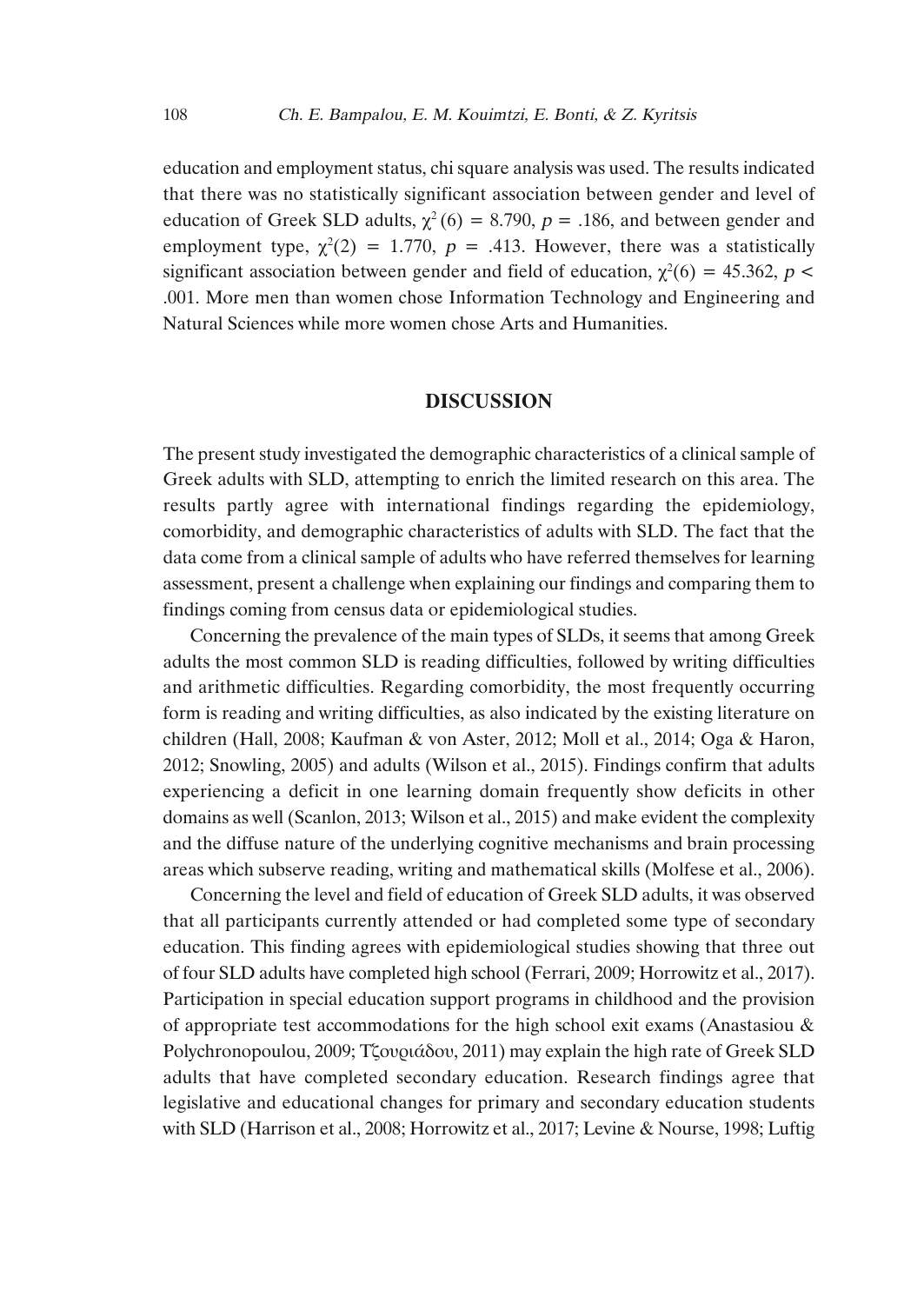education and employment status, chi square analysis was used. The results indicated that there was no statistically significant association between gender and level of education of Greek SLD adults, $\chi^2(6) = 8.790$, $p = .186$, and between gender and employment type, $\chi^2(2) = 1.770$, $p = .413$. However, there was a statistically significant association between gender and field of education, $\chi^2(6) = 45.362$, $p < .001$. More men than women chose Information Technology and Engineering and Natural Sciences while more women chose Arts and Humanities.

## DISCUSSION

The present study investigated the demographic characteristics of a clinical sample of Greek adults with SLD, attempting to enrich the limited research on this area. The results partly agree with international findings regarding the epidemiology, comorbidity, and demographic characteristics of adults with SLD. The fact that the data come from a clinical sample of adults who have referred themselves for learning assessment, present a challenge when explaining our findings and comparing them to findings coming from census data or epidemiological studies.

Concerning the prevalence of the main types of SLDs, it seems that among Greek adults the most common SLD is reading difficulties, followed by writing difficulties and arithmetic difficulties. Regarding comorbidity, the most frequently occurring form is reading and writing difficulties, as also indicated by the existing literature on children (Hall, 2008; Kaufman & von Aster, 2012; Moll et al., 2014; Oga & Haron, 2012; Snowling, 2005) and adults (Wilson et al., 2015). Findings confirm that adults experiencing a deficit in one learning domain frequently show deficits in other domains as well (Scanlon, 2013; Wilson et al., 2015) and make evident the complexity and the diffuse nature of the underlying cognitive mechanisms and brain processing areas which subserve reading, writing and mathematical skills (Molfese et al., 2006).

Concerning the level and field of education of Greek SLD adults, it was observed that all participants currently attended or had completed some type of secondary education. This finding agrees with epidemiological studies showing that three out of four SLD adults have completed high school (Ferrari, 2009; Horrowitz et al., 2017). Participation in special education support programs in childhood and the provision of appropriate test accommodations for the high school exit exams (Anastasiou & Polychronopoulou, 2009; Τζουριάδου, 2011) may explain the high rate of Greek SLD adults that have completed secondary education. Research findings agree that legislative and educational changes for primary and secondary education students with SLD (Harrison et al., 2008; Horrowitz et al., 2017; Levine & Nourse, 1998; Luftig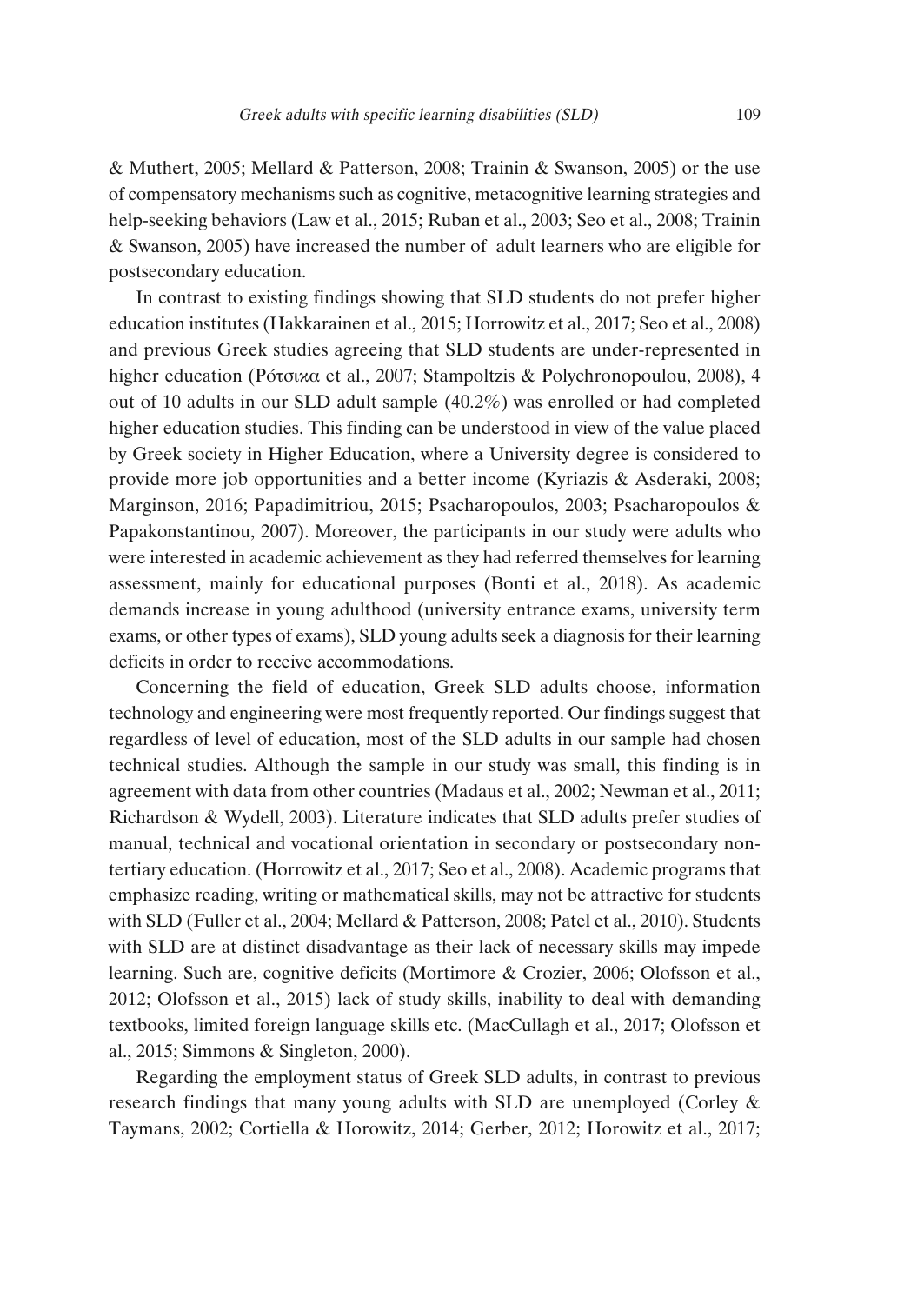& Muthert, 2005; Mellard & Patterson, 2008; Trainin & Swanson, 2005) or the use of compensatory mechanisms such as cognitive, metacognitive learning strategies and help-seeking behaviors (Law et al., 2015; Ruban et al., 2003; Seo et al., 2008; Trainin & Swanson, 2005) have increased the number of adult learners who are eligible for postsecondary education.

In contrast to existing findings showing that SLD students do not prefer higher education institutes (Hakkarainen et al., 2015; Horrowitz et al., 2017; Seo et al., 2008) and previous Greek studies agreeing that SLD students are under-represented in higher education (Ρότσικα et al., 2007; Stampoltzis & Polychronopoulou, 2008), 4 out of 10 adults in our SLD adult sample (40.2%) was enrolled or had completed higher education studies. This finding can be understood in view of the value placed by Greek society in Higher Education, where a University degree is considered to provide more job opportunities and a better income (Kyriazis & Asderaki, 2008; Marginson, 2016; Papadimitriou, 2015; Psacharopoulos, 2003; Psacharopoulos & Papakonstantinou, 2007). Moreover, the participants in our study were adults who were interested in academic achievement as they had referred themselves for learning assessment, mainly for educational purposes (Bonti et al., 2018). As academic demands increase in young adulthood (university entrance exams, university term exams, or other types of exams), SLD young adults seek a diagnosis for their learning deficits in order to receive accommodations.

Concerning the field of education, Greek SLD adults choose, information technology and engineering were most frequently reported. Our findings suggest that regardless of level of education, most of the SLD adults in our sample had chosen technical studies. Although the sample in our study was small, this finding is in agreement with data from other countries (Madaus et al., 2002; Newman et al., 2011; Richardson & Wydell, 2003). Literature indicates that SLD adults prefer studies of manual, technical and vocational orientation in secondary or postsecondary non-tertiary education. (Horrowitz et al., 2017; Seo et al., 2008). Academic programs that emphasize reading, writing or mathematical skills, may not be attractive for students with SLD (Fuller et al., 2004; Mellard & Patterson, 2008; Patel et al., 2010). Students with SLD are at distinct disadvantage as their lack of necessary skills may impede learning. Such are, cognitive deficits (Mortimore & Crozier, 2006; Olofsson et al., 2012; Olofsson et al., 2015) lack of study skills, inability to deal with demanding textbooks, limited foreign language skills etc. (MacCullagh et al., 2017; Olofsson et al., 2015; Simmons & Singleton, 2000).

Regarding the employment status of Greek SLD adults, in contrast to previous research findings that many young adults with SLD are unemployed (Corley & Taymans, 2002; Cortiella & Horowitz, 2014; Gerber, 2012; Horowitz et al., 2017;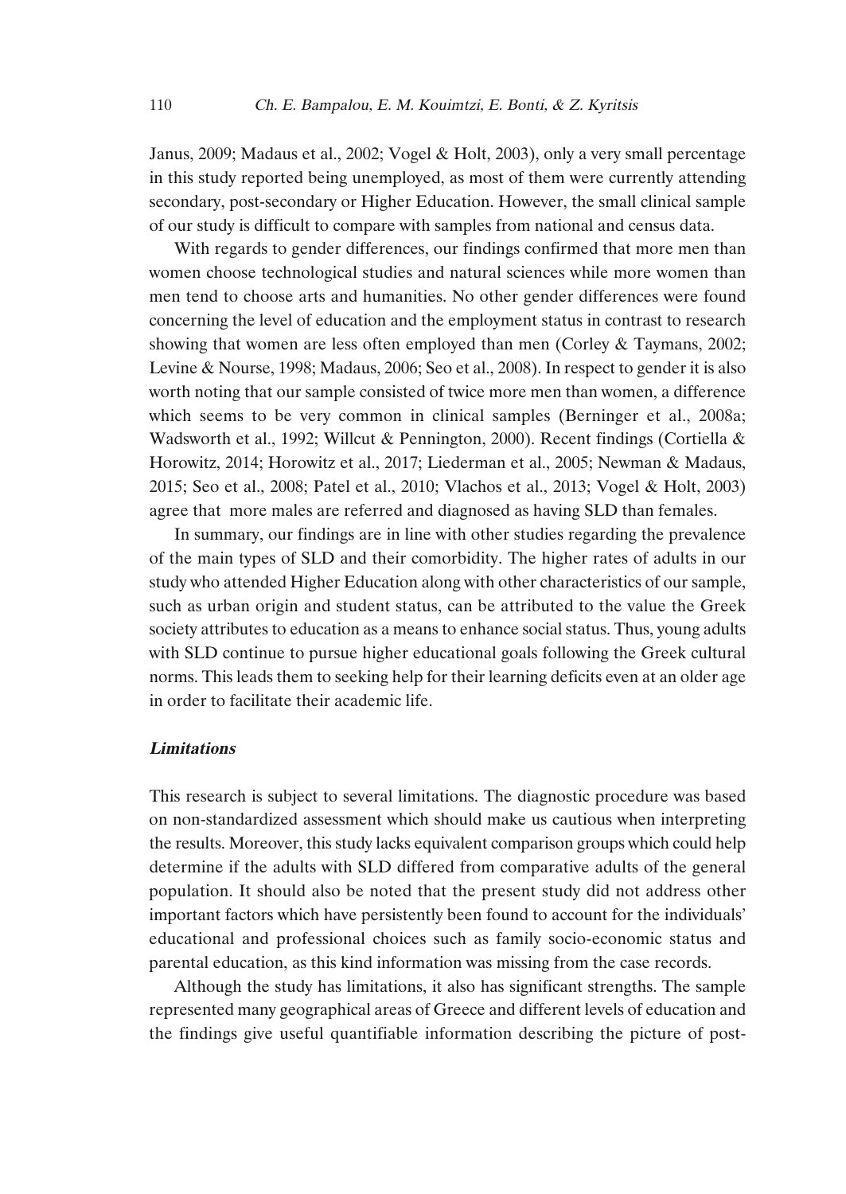Janus, 2009; Madaus et al., 2002; Vogel & Holt, 2003), only a very small percentage in this study reported being unemployed, as most of them were currently attending secondary, post-secondary or Higher Education. However, the small clinical sample of our study is difficult to compare with samples from national and census data.

With regards to gender differences, our findings confirmed that more men than women choose technological studies and natural sciences while more women than men tend to choose arts and humanities. No other gender differences were found concerning the level of education and the employment status in contrast to research showing that women are less often employed than men (Corley & Taymans, 2002; Levine & Nourse, 1998; Madaus, 2006; Seo et al., 2008). In respect to gender it is also worth noting that our sample consisted of twice more men than women, a difference which seems to be very common in clinical samples (Berninger et al., 2008a; Wadsworth et al., 1992; Willcut & Pennington, 2000). Recent findings (Cortiella & Horowitz, 2014; Horowitz et al., 2017; Liederman et al., 2005; Newman & Madaus, 2015; Seo et al., 2008; Patel et al., 2010; Vlachos et al., 2013; Vogel & Holt, 2003) agree that more males are referred and diagnosed as having SLD than females.

In summary, our findings are in line with other studies regarding the prevalence of the main types of SLD and their comorbidity. The higher rates of adults in our study who attended Higher Education along with other characteristics of our sample, such as urban origin and student status, can be attributed to the value the Greek society attributes to education as a means to enhance social status. Thus, young adults with SLD continue to pursue higher educational goals following the Greek cultural norms. This leads them to seeking help for their learning deficits even at an older age in order to facilitate their academic life.

### *Limitations*

This research is subject to several limitations. The diagnostic procedure was based on non-standardized assessment which should make us cautious when interpreting the results. Moreover, this study lacks equivalent comparison groups which could help determine if the adults with SLD differed from comparative adults of the general population. It should also be noted that the present study did not address other important factors which have persistently been found to account for the individuals' educational and professional choices such as family socio-economic status and parental education, as this kind information was missing from the case records.

Although the study has limitations, it also has significant strengths. The sample represented many geographical areas of Greece and different levels of education and the findings give useful quantifiable information describing the picture of post-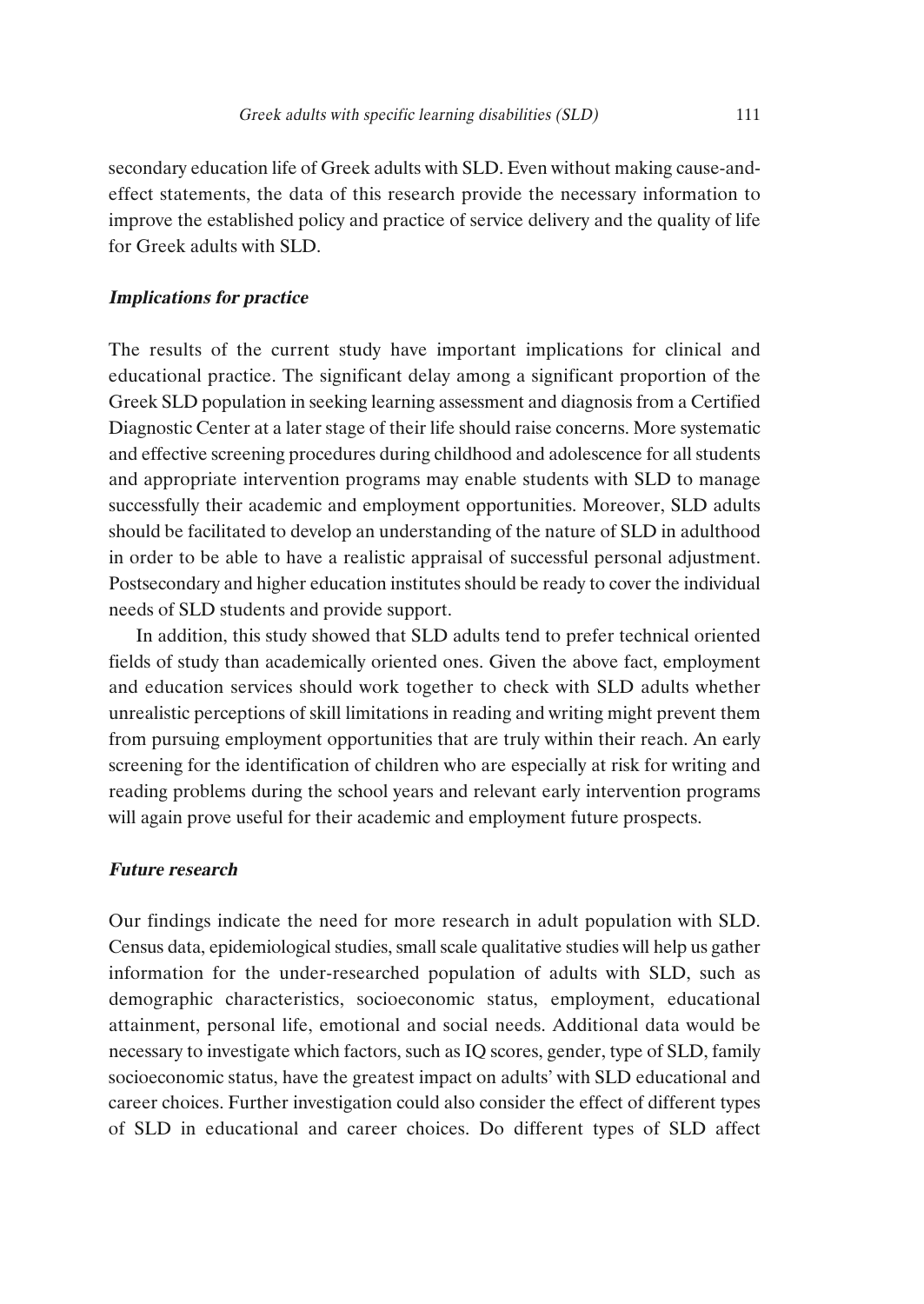secondary education life of Greek adults with SLD. Even without making cause-and-effect statements, the data of this research provide the necessary information to improve the established policy and practice of service delivery and the quality of life for Greek adults with SLD.

### *Implications for practice*

The results of the current study have important implications for clinical and educational practice. The significant delay among a significant proportion of the Greek SLD population in seeking learning assessment and diagnosis from a Certified Diagnostic Center at a later stage of their life should raise concerns. More systematic and effective screening procedures during childhood and adolescence for all students and appropriate intervention programs may enable students with SLD to manage successfully their academic and employment opportunities. Moreover, SLD adults should be facilitated to develop an understanding of the nature of SLD in adulthood in order to be able to have a realistic appraisal of successful personal adjustment. Postsecondary and higher education institutes should be ready to cover the individual needs of SLD students and provide support.

In addition, this study showed that SLD adults tend to prefer technical oriented fields of study than academically oriented ones. Given the above fact, employment and education services should work together to check with SLD adults whether unrealistic perceptions of skill limitations in reading and writing might prevent them from pursuing employment opportunities that are truly within their reach. An early screening for the identification of children who are especially at risk for writing and reading problems during the school years and relevant early intervention programs will again prove useful for their academic and employment future prospects.

### *Future research*

Our findings indicate the need for more research in adult population with SLD. Census data, epidemiological studies, small scale qualitative studies will help us gather information for the under-researched population of adults with SLD, such as demographic characteristics, socioeconomic status, employment, educational attainment, personal life, emotional and social needs. Additional data would be necessary to investigate which factors, such as IQ scores, gender, type of SLD, family socioeconomic status, have the greatest impact on adults' with SLD educational and career choices. Further investigation could also consider the effect of different types of SLD in educational and career choices. Do different types of SLD affect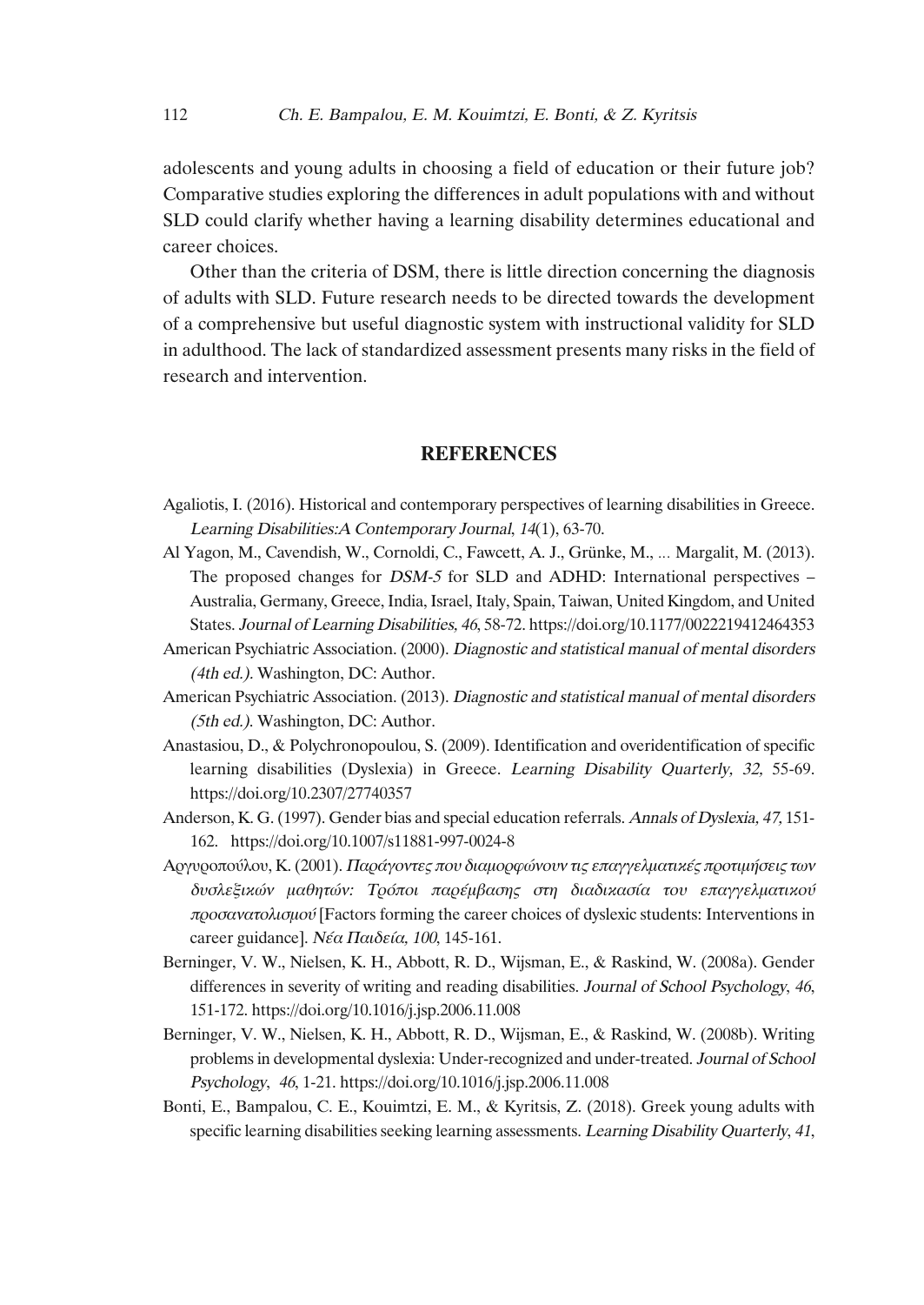adolescents and young adults in choosing a field of education or their future job? Comparative studies exploring the differences in adult populations with and without SLD could clarify whether having a learning disability determines educational and career choices.

Other than the criteria of DSM, there is little direction concerning the diagnosis of adults with SLD. Future research needs to be directed towards the development of a comprehensive but useful diagnostic system with instructional validity for SLD in adulthood. The lack of standardized assessment presents many risks in the field of research and intervention.

## REFERENCES

Agaliotis, I. (2016). Historical and contemporary perspectives of learning disabilities in Greece. *Learning Disabilities:A Contemporary Journal*, *14*(1), 63-70.

Al Yagon, M., Cavendish, W., Cornoldi, C., Fawcett, A. J., Grünke, M., ... Margalit, M. (2013). The proposed changes for *DSM-5* for SLD and ADHD: International perspectives – Australia, Germany, Greece, India, Israel, Italy, Spain, Taiwan, United Kingdom, and United States. *Journal of Learning Disabilities*, *46*, 58-72. https://doi.org/10.1177/0022219412464353

American Psychiatric Association. (2000). *Diagnostic and statistical manual of mental disorders (4th ed.)*. Washington, DC: Author.

American Psychiatric Association. (2013). *Diagnostic and statistical manual of mental disorders (5th ed.)*. Washington, DC: Author.

Anastasiou, D., & Polychronopoulou, S. (2009). Identification and overidentification of specific learning disabilities (Dyslexia) in Greece. *Learning Disability Quarterly*, *32*, 55-69. https://doi.org/10.2307/27740357

Anderson, K. G. (1997). Gender bias and special education referrals. *Annals of Dyslexia*, *47*, 151-162. https://doi.org/10.1007/s11881-997-0024-8

Αργυροπούλου, Κ. (2001). *Παράγοντες που διαμορφώνουν τις επαγγελματικές προτιμήσεις των δυσλεξικών μαθητών: Τρόποι παρέμβασης στη διαδικασία του επαγγελματικού προσανατολισμού* [Factors forming the career choices of dyslexic students: Interventions in career guidance]. *Νέα Παιδεία*, *100*, 145-161.

Berninger, V. W., Nielsen, K. H., Abbott, R. D., Wijsman, E., & Raskind, W. (2008a). Gender differences in severity of writing and reading disabilities. *Journal of School Psychology*, *46*, 151-172. https://doi.org/10.1016/j.jsp.2006.11.008

Berninger, V. W., Nielsen, K. H., Abbott, R. D., Wijsman, E., & Raskind, W. (2008b). Writing problems in developmental dyslexia: Under-recognized and under-treated. *Journal of School Psychology*, *46*, 1-21. https://doi.org/10.1016/j.jsp.2006.11.008

Bonti, E., Bampalou, C. E., Kouimtzi, E. M., & Kyritsis, Z. (2018). Greek young adults with specific learning disabilities seeking learning assessments. *Learning Disability Quarterly*, *41*,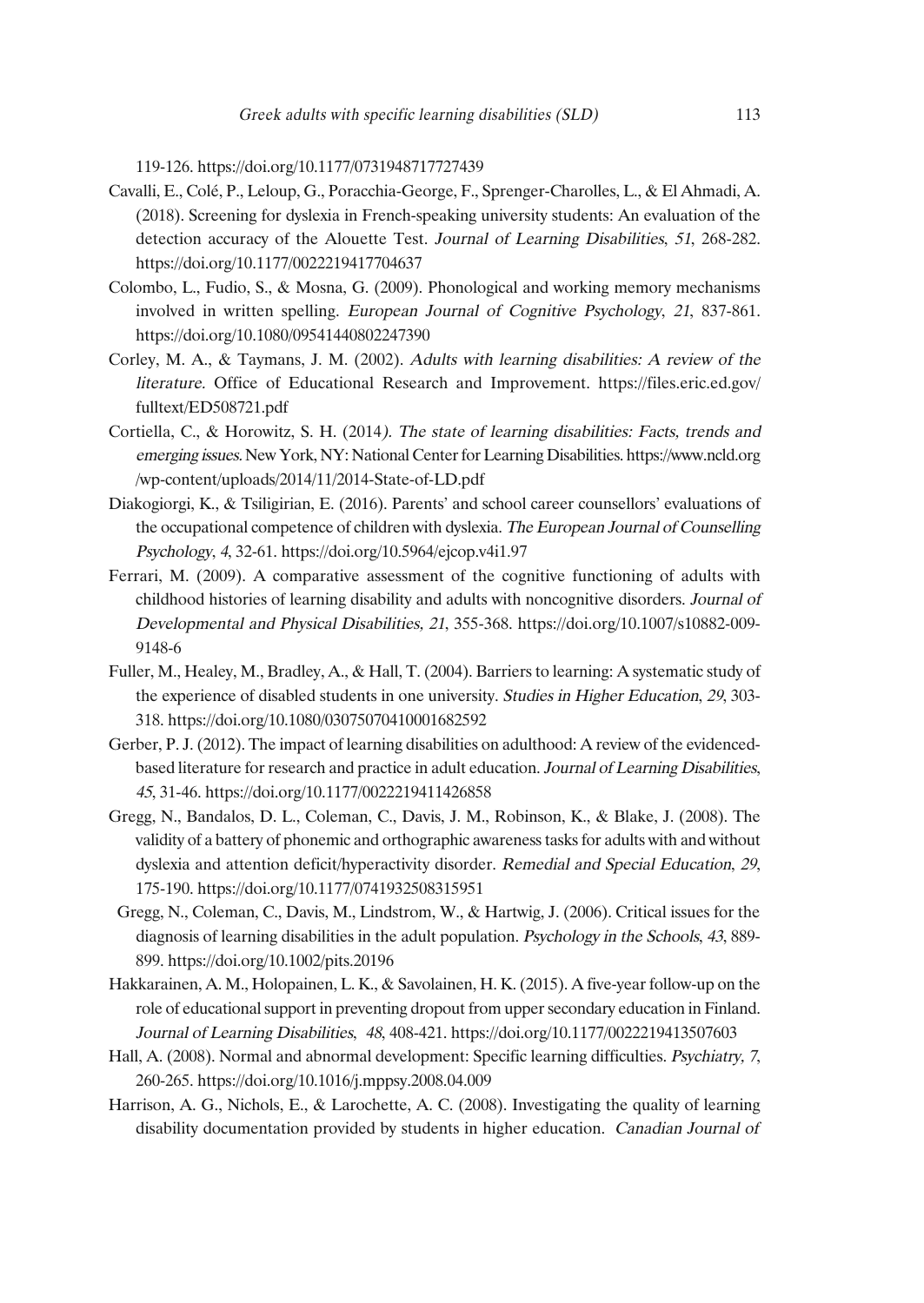119-126. https://doi.org/10.1177/0731948717727439

Cavalli, E., Colé, P., Leloup, G., Poracchia-George, F., Sprenger-Charolles, L., & El Ahmadi, A. (2018). Screening for dyslexia in French-speaking university students: An evaluation of the detection accuracy of the Alouette Test. *Journal of Learning Disabilities*, *51*, 268-282. https://doi.org/10.1177/0022219417704637

Colombo, L., Fudio, S., & Mosna, G. (2009). Phonological and working memory mechanisms involved in written spelling. *European Journal of Cognitive Psychology*, *21*, 837-861. https://doi.org/10.1080/09541440802247390

Corley, M. A., & Taymans, J. M. (2002). *Adults with learning disabilities: A review of the literature*. Office of Educational Research and Improvement. https://files.eric.ed.gov/fulltext/ED508721.pdf

Cortiella, C., & Horowitz, S. H. (2014*). The state of learning disabilities: Facts, trends and emerging issues.* New York, NY: National Center for Learning Disabilities. https://www.ncld.org/wp-content/uploads/2014/11/2014-State-of-LD.pdf

Diakogiorgi, K., & Tsiligirian, E. (2016). Parents' and school career counsellors' evaluations of the occupational competence of children with dyslexia. *The European Journal of Counselling Psychology*, *4*, 32-61. https://doi.org/10.5964/ejcop.v4i1.97

Ferrari, M. (2009). A comparative assessment of the cognitive functioning of adults with childhood histories of learning disability and adults with noncognitive disorders. *Journal of Developmental and Physical Disabilities, 21*, 355-368. https://doi.org/10.1007/s10882-009-9148-6

Fuller, M., Healey, M., Bradley, A., & Hall, T. (2004). Barriers to learning: A systematic study of the experience of disabled students in one university. *Studies in Higher Education*, *29*, 303-318. https://doi.org/10.1080/03075070410001682592

Gerber, P. J. (2012). The impact of learning disabilities on adulthood: A review of the evidenced-based literature for research and practice in adult education. *Journal of Learning Disabilities*, *45*, 31-46. https://doi.org/10.1177/0022219411426858

Gregg, N., Bandalos, D. L., Coleman, C., Davis, J. M., Robinson, K., & Blake, J. (2008). The validity of a battery of phonemic and orthographic awareness tasks for adults with and without dyslexia and attention deficit/hyperactivity disorder. *Remedial and Special Education*, *29*, 175-190. https://doi.org/10.1177/0741932508315951

Gregg, N., Coleman, C., Davis, M., Lindstrom, W., & Hartwig, J. (2006). Critical issues for the diagnosis of learning disabilities in the adult population. *Psychology in the Schools*, *43*, 889-899. https://doi.org/10.1002/pits.20196

Hakkarainen, A. M., Holopainen, L. K., & Savolainen, H. K. (2015). A five-year follow-up on the role of educational support in preventing dropout from upper secondary education in Finland. *Journal of Learning Disabilities*, *48*, 408-421. https://doi.org/10.1177/0022219413507603

Hall, A. (2008). Normal and abnormal development: Specific learning difficulties. *Psychiatry, 7*, 260-265. https://doi.org/10.1016/j.mppsy.2008.04.009

Harrison, A. G., Nichols, E., & Larochette, A. C. (2008). Investigating the quality of learning disability documentation provided by students in higher education. *Canadian Journal of*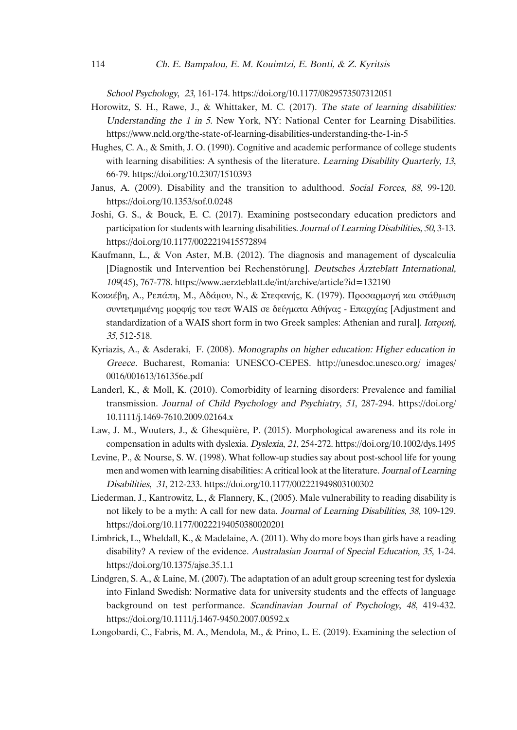*School Psychology*, *23*, 161-174. https://doi.org/10.1177/0829573507312051

Horowitz, S. H., Rawe, J., & Whittaker, M. C. (2017). *The state of learning disabilities: Understanding the 1 in 5*. New York, NY: National Center for Learning Disabilities. https://www.ncld.org/the-state-of-learning-disabilities-understanding-the-1-in-5

Hughes, C. A., & Smith, J. O. (1990). Cognitive and academic performance of college students with learning disabilities: A synthesis of the literature. *Learning Disability Quarterly*, *13*, 66-79. https://doi.org/10.2307/1510393

Janus, A. (2009). Disability and the transition to adulthood. *Social Forces*, *88*, 99-120. https://doi.org/10.1353/sof.0.0248

Joshi, G. S., & Bouck, E. C. (2017). Examining postsecondary education predictors and participation for students with learning disabilities. *Journal of Learning Disabilities*, *50*, 3-13. https://doi.org/10.1177/0022219415572894

Kaufmann, L., & Von Aster, M.B. (2012). The diagnosis and management of dyscalculia [Diagnostik und Intervention bei Rechenstörung]. *Deutsches Ärzteblatt International*, *109*(45), 767-778. https://www.aerzteblatt.de/int/archive/article?id=132190

Κοκκέβη, Α., Ρεπάπη, Μ., Αδάμου, Ν., & Στεφανής, Κ. (1979). Προσαρμογή και στάθμιση συντετμημένης μορφής του τεστ WAIS σε δείγματα Αθήνας - Επαρχίας [Adjustment and standardization of a WAIS short form in two Greek samples: Athenian and rural]. *Ιατρική*, *35*, 512-518.

Kyriazis, A., & Asderaki, F. (2008). *Monographs on higher education: Higher education in Greece*. Bucharest, Romania: UNESCO-CEPES. http://unesdoc.unesco.org/ images/ 0016/001613/161356e.pdf

Landerl, K., & Moll, K. (2010). Comorbidity of learning disorders: Prevalence and familial transmission. *Journal of Child Psychology and Psychiatry*, *51*, 287-294. https://doi.org/ 10.1111/j.1469-7610.2009.02164.x

Law, J. M., Wouters, J., & Ghesquière, P. (2015). Morphological awareness and its role in compensation in adults with dyslexia. *Dyslexia*, *21*, 254-272. https://doi.org/10.1002/dys.1495

Levine, P., & Nourse, S. W. (1998). What follow-up studies say about post-school life for young men and women with learning disabilities: A critical look at the literature. *Journal of Learning Disabilities*, *31*, 212-233. https://doi.org/10.1177/002221949803100302

Liederman, J., Kantrowitz, L., & Flannery, K., (2005). Male vulnerability to reading disability is not likely to be a myth: A call for new data. *Journal of Learning Disabilities*, *38*, 109-129. https://doi.org/10.1177/00222194050380020201

Limbrick, L., Wheldall, K., & Madelaine, A. (2011). Why do more boys than girls have a reading disability? A review of the evidence. *Australasian Journal of Special Education*, *35*, 1-24. https://doi.org/10.1375/ajse.35.1.1

Lindgren, S. A., & Laine, M. (2007). The adaptation of an adult group screening test for dyslexia into Finland Swedish: Normative data for university students and the effects of language background on test performance. *Scandinavian Journal of Psychology*, *48*, 419-432. https://doi.org/10.1111/j.1467-9450.2007.00592.x

Longobardi, C., Fabris, M. A., Mendola, M., & Prino, L. E. (2019). Examining the selection of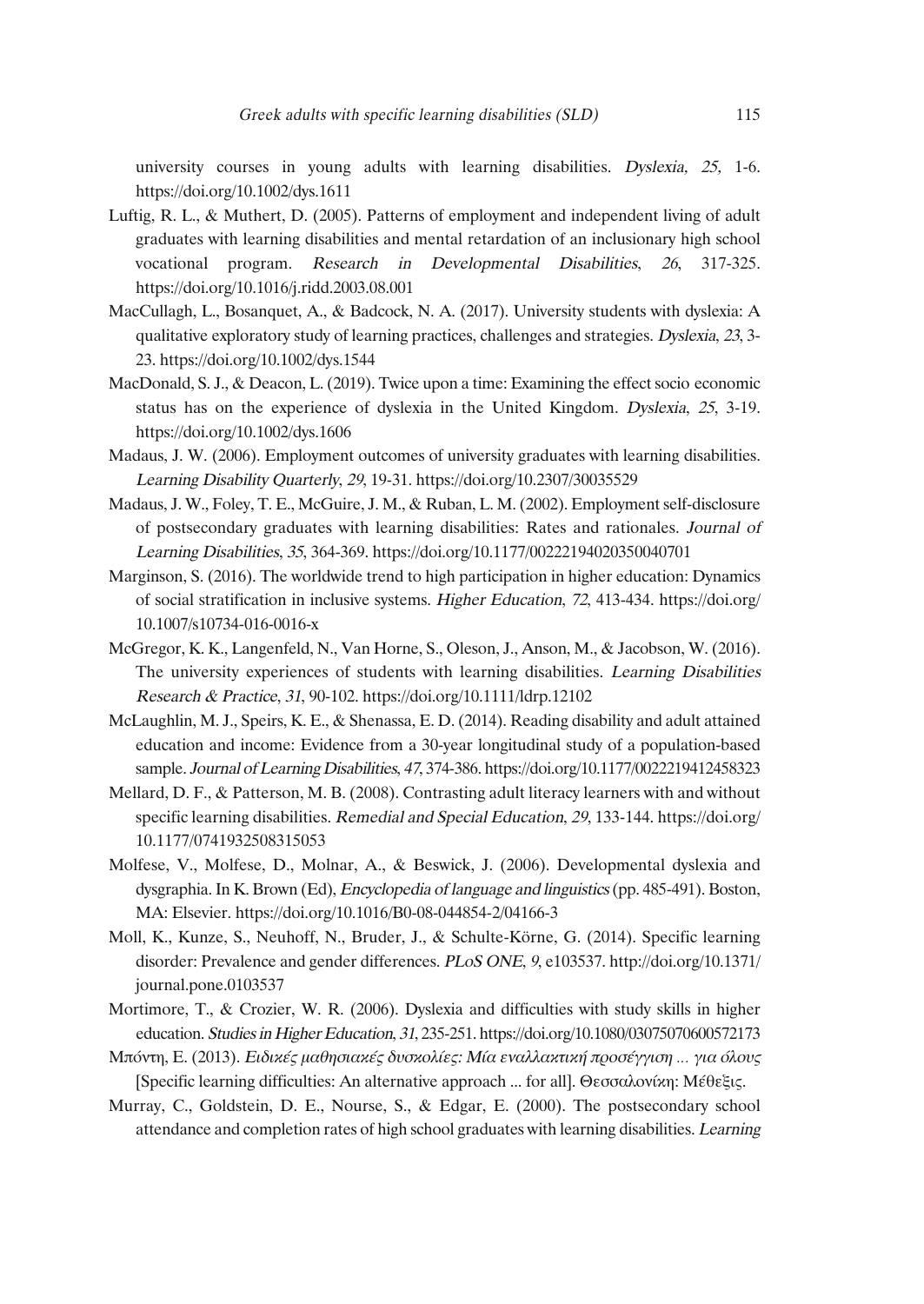university courses in young adults with learning disabilities. *Dyslexia, 25,* 1-6. https://doi.org/10.1002/dys.1611

Luftig, R. L., & Muthert, D. (2005). Patterns of employment and independent living of adult graduates with learning disabilities and mental retardation of an inclusionary high school vocational program. *Research in Developmental Disabilities*, *26*, 317-325. https://doi.org/10.1016/j.ridd.2003.08.001

MacCullagh, L., Bosanquet, A., & Badcock, N. A. (2017). University students with dyslexia: A qualitative exploratory study of learning practices, challenges and strategies. *Dyslexia*, *23*, 3-23. https://doi.org/10.1002/dys.1544

MacDonald, S. J., & Deacon, L. (2019). Twice upon a time: Examining the effect socio economic status has on the experience of dyslexia in the United Kingdom. *Dyslexia*, *25*, 3-19. https://doi.org/10.1002/dys.1606

Madaus, J. W. (2006). Employment outcomes of university graduates with learning disabilities. *Learning Disability Quarterly*, *29*, 19-31. https://doi.org/10.2307/30035529

Madaus, J. W., Foley, T. E., McGuire, J. M., & Ruban, L. M. (2002). Employment self-disclosure of postsecondary graduates with learning disabilities: Rates and rationales. *Journal of Learning Disabilities*, *35*, 364-369. https://doi.org/10.1177/00222194020350040701

Marginson, S. (2016). The worldwide trend to high participation in higher education: Dynamics of social stratification in inclusive systems. *Higher Education*, *72*, 413-434. https://doi.org/10.1007/s10734-016-0016-x

McGregor, K. K., Langenfeld, N., Van Horne, S., Oleson, J., Anson, M., & Jacobson, W. (2016). The university experiences of students with learning disabilities. *Learning Disabilities Research & Practice*, *31*, 90-102. https://doi.org/10.1111/ldrp.12102

McLaughlin, M. J., Speirs, K. E., & Shenassa, E. D. (2014). Reading disability and adult attained education and income: Evidence from a 30-year longitudinal study of a population-based sample. *Journal of Learning Disabilities*, *47*, 374-386. https://doi.org/10.1177/0022219412458323

Mellard, D. F., & Patterson, M. B. (2008). Contrasting adult literacy learners with and without specific learning disabilities. *Remedial and Special Education*, *29*, 133-144. https://doi.org/10.1177/0741932508315053

Molfese, V., Molfese, D., Molnar, A., & Beswick, J. (2006). Developmental dyslexia and dysgraphia. In K. Brown (Ed), *Encyclopedia of language and linguistics* (pp. 485-491). Boston, MA: Elsevier. https://doi.org/10.1016/B0-08-044854-2/04166-3

Moll, K., Kunze, S., Neuhoff, N., Bruder, J., & Schulte-Körne, G. (2014). Specific learning disorder: Prevalence and gender differences. *PLoS ONE*, *9*, e103537. http://doi.org/10.1371/journal.pone.0103537

Mortimore, T., & Crozier, W. R. (2006). Dyslexia and difficulties with study skills in higher education. *Studies in Higher Education*, *31*, 235-251. https://doi.org/10.1080/03075070600572173

Μπόντη, Ε. (2013). *Ειδικές μαθησιακές δυσκολίες: Μία εναλλακτική προσέγγιση ... για όλους* [Specific learning difficulties: An alternative approach ... for all]. Θεσσαλονίκη: Μέθεξις.

Murray, C., Goldstein, D. E., Nourse, S., & Edgar, E. (2000). The postsecondary school attendance and completion rates of high school graduates with learning disabilities. *Learning*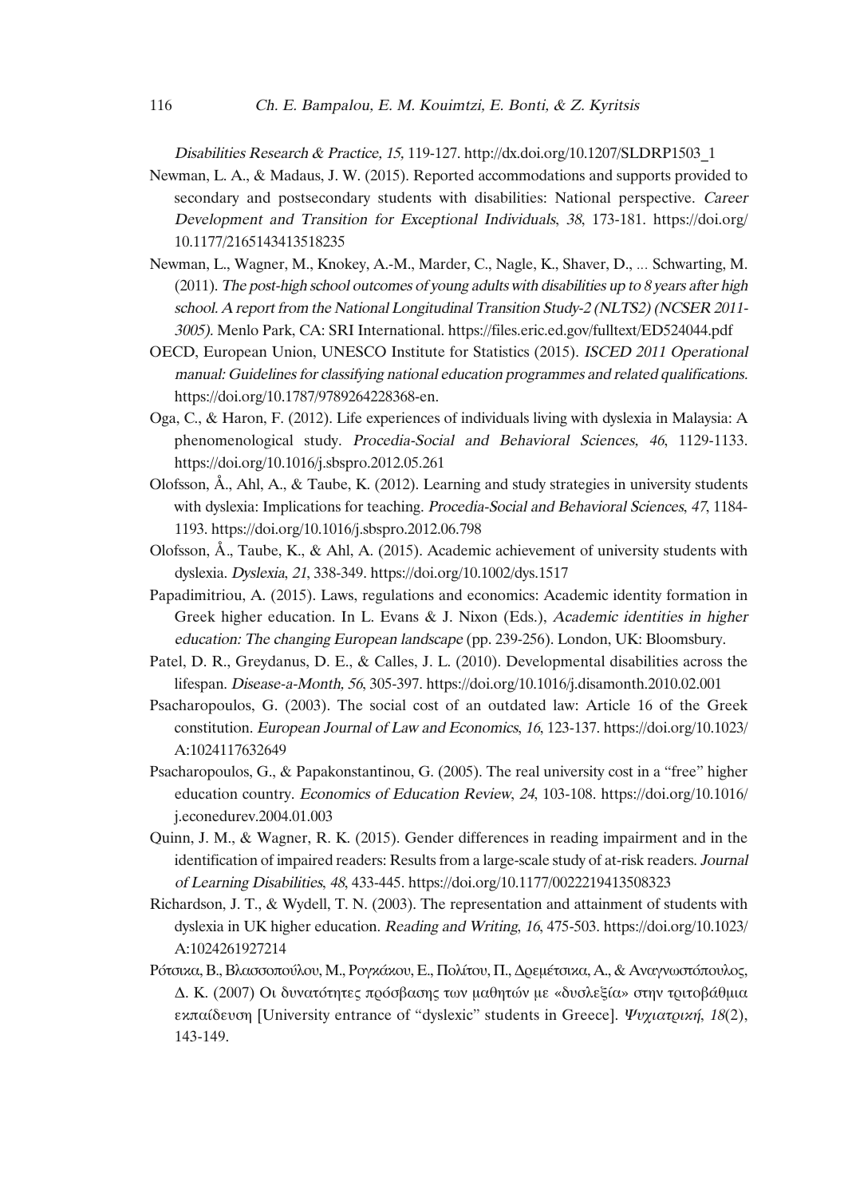*Disabilities Research & Practice, 15*, 119-127. http://dx.doi.org/10.1207/SLDRP1503_1

Newman, L. A., & Madaus, J. W. (2015). Reported accommodations and supports provided to secondary and postsecondary students with disabilities: National perspective. *Career Development and Transition for Exceptional Individuals*, *38*, 173-181. https://doi.org/10.1177/2165143413518235

Newman, L., Wagner, M., Knokey, A.-M., Marder, C., Nagle, K., Shaver, D., ... Schwarting, M. (2011). *The post-high school outcomes of young adults with disabilities up to 8 years after high school. A report from the National Longitudinal Transition Study-2 (NLTS2) (NCSER 2011-3005)*. Menlo Park, CA: SRI International. https://files.eric.ed.gov/fulltext/ED524044.pdf

OECD, European Union, UNESCO Institute for Statistics (2015). *ISCED 2011 Operational manual: Guidelines for classifying national education programmes and related qualifications*. https://doi.org/10.1787/9789264228368-en.

Oga, C., & Haron, F. (2012). Life experiences of individuals living with dyslexia in Malaysia: A phenomenological study. *Procedia-Social and Behavioral Sciences, 46*, 1129-1133. https://doi.org/10.1016/j.sbspro.2012.05.261

Olofsson, Å., Ahl, A., & Taube, K. (2012). Learning and study strategies in university students with dyslexia: Implications for teaching. *Procedia-Social and Behavioral Sciences*, *47*, 1184-1193. https://doi.org/10.1016/j.sbspro.2012.06.798

Olofsson, Å., Taube, K., & Ahl, A. (2015). Academic achievement of university students with dyslexia. *Dyslexia*, *21*, 338-349. https://doi.org/10.1002/dys.1517

Papadimitriou, A. (2015). Laws, regulations and economics: Academic identity formation in Greek higher education. In L. Evans & J. Nixon (Eds.), *Academic identities in higher education: The changing European landscape* (pp. 239-256). London, UK: Bloomsbury.

Patel, D. R., Greydanus, D. E., & Calles, J. L. (2010). Developmental disabilities across the lifespan. *Disease-a-Month, 56*, 305-397. https://doi.org/10.1016/j.disamonth.2010.02.001

Psacharopoulos, G. (2003). The social cost of an outdated law: Article 16 of the Greek constitution. *European Journal of Law and Economics*, *16*, 123-137. https://doi.org/10.1023/A:1024117632649

Psacharopoulos, G., & Papakonstantinou, G. (2005). The real university cost in a "free" higher education country. *Economics of Education Review*, *24*, 103-108. https://doi.org/10.1016/j.econedurev.2004.01.003

Quinn, J. M., & Wagner, R. K. (2015). Gender differences in reading impairment and in the identification of impaired readers: Results from a large-scale study of at-risk readers. *Journal of Learning Disabilities*, *48*, 433-445. https://doi.org/10.1177/0022219413508323

Richardson, J. T., & Wydell, T. N. (2003). The representation and attainment of students with dyslexia in UK higher education. *Reading and Writing*, *16*, 475-503. https://doi.org/10.1023/A:1024261927214

Ρότσικα, Β., Βλασσοπούλου, Μ., Ρογκάκου, Ε., Πολίτου, Π., Δρεμέτσικα, Α., & Αναγνωστόπουλος, Δ. Κ. (2007) Οι δυνατότητες πρόσβασης των μαθητών με «δυσλεξία» στην τριτοβάθμια εκπαίδευση [University entrance of "dyslexic" students in Greece]. *Ψυχιατρική*, *18*(2), 143-149.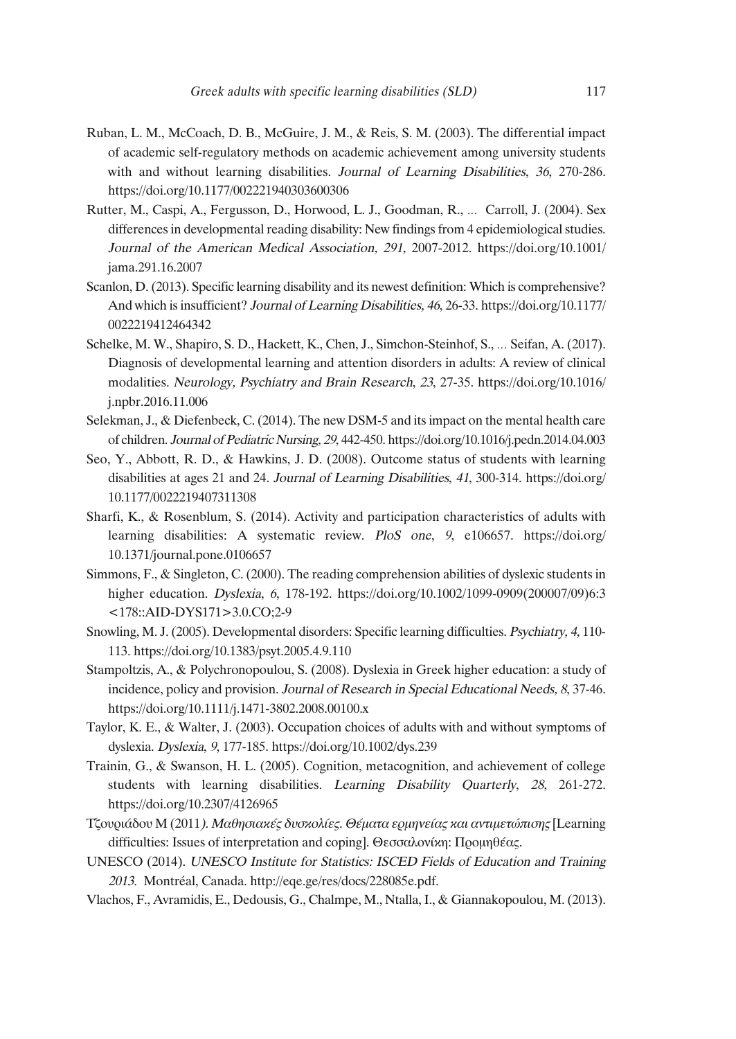Ruban, L. M., McCoach, D. B., McGuire, J. M., & Reis, S. M. (2003). The differential impact of academic self-regulatory methods on academic achievement among university students with and without learning disabilities. *Journal of Learning Disabilities*, *36*, 270-286. https://doi.org/10.1177/002221940303600306

Rutter, M., Caspi, A., Fergusson, D., Horwood, L. J., Goodman, R., … Carroll, J. (2004). Sex differences in developmental reading disability: New findings from 4 epidemiological studies. *Journal of the American Medical Association, 291,* 2007-2012. https://doi.org/10.1001/jama.291.16.2007

Scanlon, D. (2013). Specific learning disability and its newest definition: Which is comprehensive? And which is insufficient? *Journal of Learning Disabilities, 46*, 26-33. https://doi.org/10.1177/0022219412464342

Schelke, M. W., Shapiro, S. D., Hackett, K., Chen, J., Simchon-Steinhof, S., … Seifan, A. (2017). Diagnosis of developmental learning and attention disorders in adults: A review of clinical modalities. *Neurology, Psychiatry and Brain Research*, *23*, 27-35. https://doi.org/10.1016/j.npbr.2016.11.006

Selekman, J., & Diefenbeck, C. (2014). The new DSM-5 and its impact on the mental health care of children. *Journal of Pediatric Nursing, 29*, 442-450. https://doi.org/10.1016/j.pedn.2014.04.003

Seo, Y., Abbott, R. D., & Hawkins, J. D. (2008). Outcome status of students with learning disabilities at ages 21 and 24. *Journal of Learning Disabilities*, *41*, 300-314. https://doi.org/10.1177/0022219407311308

Sharfi, K., & Rosenblum, S. (2014). Activity and participation characteristics of adults with learning disabilities: A systematic review. *PloS one*, *9*, e106657. https://doi.org/10.1371/journal.pone.0106657

Simmons, F., & Singleton, C. (2000). The reading comprehension abilities of dyslexic students in higher education. *Dyslexia*, *6*, 178-192. https://doi.org/10.1002/1099-0909(200007/09)6:3<178::AID-DYS171>3.0.CO;2-9

Snowling, M. J. (2005). Developmental disorders: Specific learning difficulties. *Psychiatry, 4*, 110-113. https://doi.org/10.1383/psyt.2005.4.9.110

Stampoltzis, A., & Polychronopoulou, S. (2008). Dyslexia in Greek higher education: a study of incidence, policy and provision. *Journal of Research in Special Educational Needs, 8*, 37-46. https://doi.org/10.1111/j.1471-3802.2008.00100.x

Taylor, K. E., & Walter, J. (2003). Occupation choices of adults with and without symptoms of dyslexia. *Dyslexia*, *9*, 177-185. https://doi.org/10.1002/dys.239

Trainin, G., & Swanson, H. L. (2005). Cognition, metacognition, and achievement of college students with learning disabilities. *Learning Disability Quarterly*, *28*, 261-272. https://doi.org/10.2307/4126965

Τζουριάδου Μ (2011*). Μαθησιακές δυσκολίες. Θέματα ερμηνείας και αντιμετώπισης* [Learning difficulties: Issues of interpretation and coping]. Θεσσαλονίκη: Προμηθέας.

UNESCO (2014). *UNESCO Institute for Statistics: ISCED Fields of Education and Training 2013*. Montréal, Canada. http://eqe.ge/res/docs/228085e.pdf.

Vlachos, F., Avramidis, E., Dedousis, G., Chalmpe, M., Ntalla, I., & Giannakopoulou, M. (2013).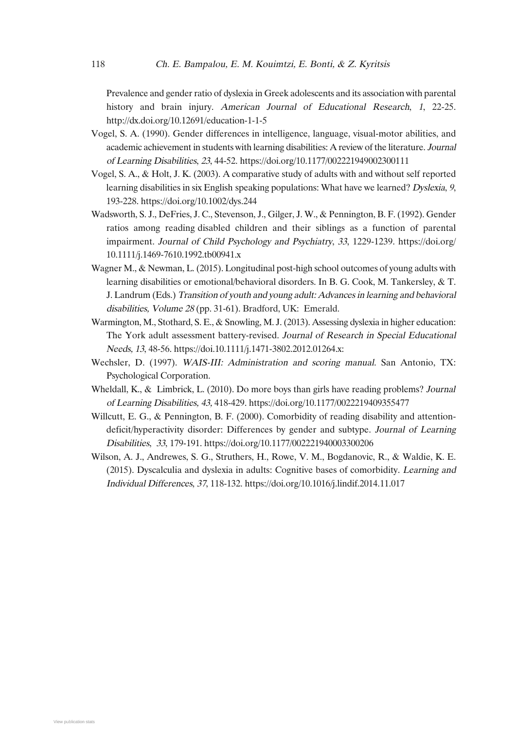Prevalence and gender ratio of dyslexia in Greek adolescents and its association with parental history and brain injury. *American Journal of Educational Research*, *1*, 22-25. http://dx.doi.org/10.12691/education-1-1-5

Vogel, S. A. (1990). Gender differences in intelligence, language, visual-motor abilities, and academic achievement in students with learning disabilities: A review of the literature. *Journal of Learning Disabilities*, *23*, 44-52. https://doi.org/10.1177/002221949002300111

Vogel, S. A., & Holt, J. K. (2003). A comparative study of adults with and without self reported learning disabilities in six English speaking populations: What have we learned? *Dyslexia*, *9*, 193-228. https://doi.org/10.1002/dys.244

Wadsworth, S. J., DeFries, J. C., Stevenson, J., Gilger, J. W., & Pennington, B. F. (1992). Gender ratios among reading disabled children and their siblings as a function of parental impairment. *Journal of Child Psychology and Psychiatry*, *33*, 1229-1239. https://doi.org/10.1111/j.1469-7610.1992.tb00941.x

Wagner M., & Newman, L. (2015). Longitudinal post-high school outcomes of young adults with learning disabilities or emotional/behavioral disorders. In B. G. Cook, M. Tankersley, & T. J. Landrum (Eds.) *Transition of youth and young adult: Advances in learning and behavioral disabilities, Volume 28* (pp. 31-61). Bradford, UK: Emerald.

Warmington, M., Stothard, S. E., & Snowling, M. J. (2013). Assessing dyslexia in higher education: The York adult assessment battery-revised. *Journal of Research in Special Educational Needs, 13*, 48-56. https://doi.10.1111/j.1471-3802.2012.01264.x:

Wechsler, D. (1997). *WAIS-III: Administration and scoring manual*. San Antonio, TX: Psychological Corporation.

Wheldall, K., & Limbrick, L. (2010). Do more boys than girls have reading problems? *Journal of Learning Disabilities, 43*, 418-429. https://doi.org/10.1177/0022219409355477

Willcutt, E. G., & Pennington, B. F. (2000). Comorbidity of reading disability and attention-deficit/hyperactivity disorder: Differences by gender and subtype. *Journal of Learning Disabilities*, *33*, 179-191. https://doi.org/10.1177/002221940003300206

Wilson, A. J., Andrewes, S. G., Struthers, H., Rowe, V. M., Bogdanovic, R., & Waldie, K. E. (2015). Dyscalculia and dyslexia in adults: Cognitive bases of comorbidity. *Learning and Individual Differences*, *37*, 118-132. https://doi.org/10.1016/j.lindif.2014.11.017